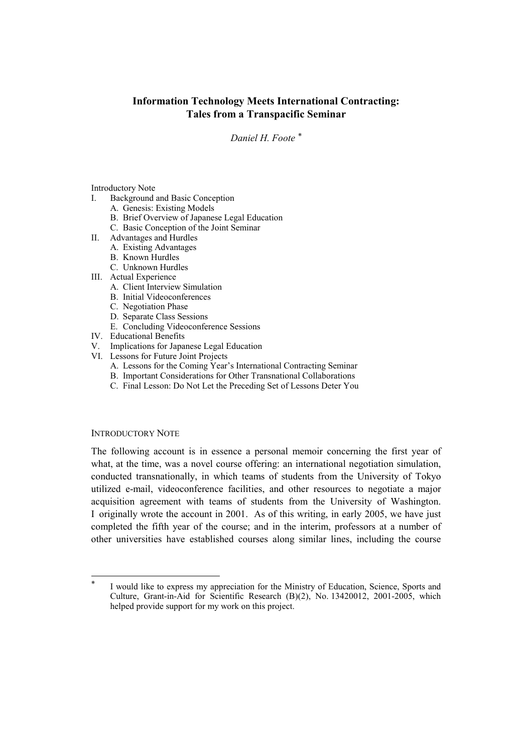# Information Technology Meets International Contracting: Tales from a Transpacific Seminar

*Daniel H. Foote* [*]

Introductory Note

I. Background and Basic Conception
   - A. Genesis: Existing Models
   - B. Brief Overview of Japanese Legal Education
   - C. Basic Conception of the Joint Seminar

II. Advantages and Hurdles
   - A. Existing Advantages
   - B. Known Hurdles
   - C. Unknown Hurdles

III. Actual Experience
   - A. Client Interview Simulation
   - B. Initial Videoconferences
   - C. Negotiation Phase
   - D. Separate Class Sessions
   - E. Concluding Videoconference Sessions

IV. Educational Benefits

V. Implications for Japanese Legal Education

VI. Lessons for Future Joint Projects
   - A. Lessons for the Coming Year's International Contracting Seminar
   - B. Important Considerations for Other Transnational Collaborations
   - C. Final Lesson: Do Not Let the Preceding Set of Lessons Deter You

## INTRODUCTORY NOTE

The following account is in essence a personal memoir concerning the first year of what, at the time, was a novel course offering: an international negotiation simulation, conducted transnationally, in which teams of students from the University of Tokyo utilized e-mail, videoconference facilities, and other resources to negotiate a major acquisition agreement with teams of students from the University of Washington. I originally wrote the account in 2001. As of this writing, in early 2005, we have just completed the fifth year of the course; and in the interim, professors at a number of other universities have established courses along similar lines, including the course

---

[*] I would like to express my appreciation for the Ministry of Education, Science, Sports and Culture, Grant-in-Aid for Scientific Research (B)(2), No. 13420012, 2001-2005, which helped provide support for my work on this project.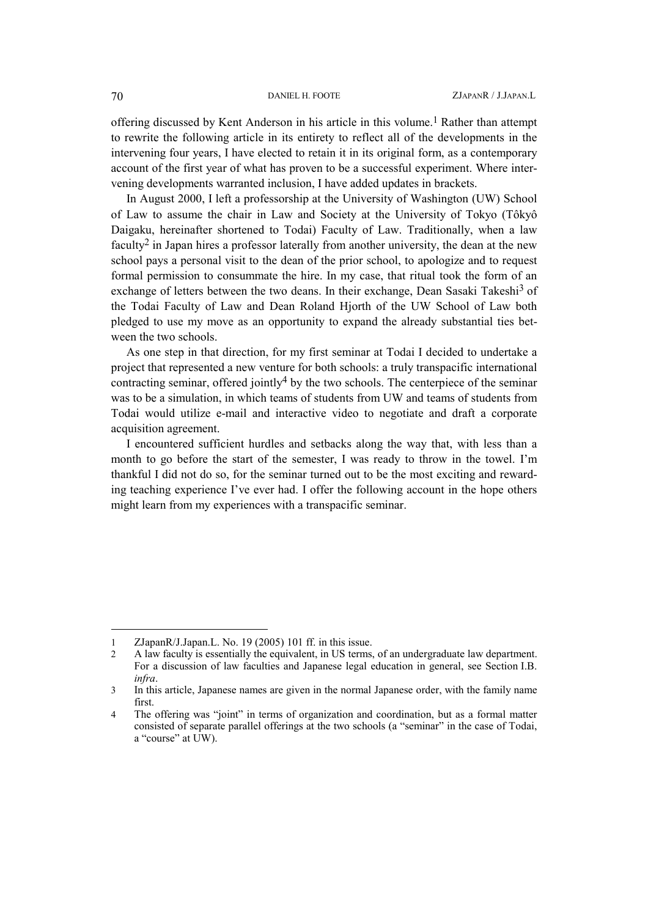offering discussed by Kent Anderson in his article in this volume.[1] Rather than attempt to rewrite the following article in its entirety to reflect all of the developments in the intervening four years, I have elected to retain it in its original form, as a contemporary account of the first year of what has proven to be a successful experiment. Where intervening developments warranted inclusion, I have added updates in brackets.

In August 2000, I left a professorship at the University of Washington (UW) School of Law to assume the chair in Law and Society at the University of Tokyo (Tôkyô Daigaku, hereinafter shortened to Todai) Faculty of Law. Traditionally, when a law faculty[2] in Japan hires a professor laterally from another university, the dean at the new school pays a personal visit to the dean of the prior school, to apologize and to request formal permission to consummate the hire. In my case, that ritual took the form of an exchange of letters between the two deans. In their exchange, Dean Sasaki Takeshi[3] of the Todai Faculty of Law and Dean Roland Hjorth of the UW School of Law both pledged to use my move as an opportunity to expand the already substantial ties between the two schools.

As one step in that direction, for my first seminar at Todai I decided to undertake a project that represented a new venture for both schools: a truly transpacific international contracting seminar, offered jointly[4] by the two schools. The centerpiece of the seminar was to be a simulation, in which teams of students from UW and teams of students from Todai would utilize e-mail and interactive video to negotiate and draft a corporate acquisition agreement.

I encountered sufficient hurdles and setbacks along the way that, with less than a month to go before the start of the semester, I was ready to throw in the towel. I'm thankful I did not do so, for the seminar turned out to be the most exciting and rewarding teaching experience I've ever had. I offer the following account in the hope others might learn from my experiences with a transpacific seminar.

---

1 ZJapanR/J.Japan.L. No. 19 (2005) 101 ff. in this issue.

2 A law faculty is essentially the equivalent, in US terms, of an undergraduate law department. For a discussion of law faculties and Japanese legal education in general, see Section I.B. *infra*.

3 In this article, Japanese names are given in the normal Japanese order, with the family name first.

4 The offering was "joint" in terms of organization and coordination, but as a formal matter consisted of separate parallel offerings at the two schools (a "seminar" in the case of Todai, a "course" at UW).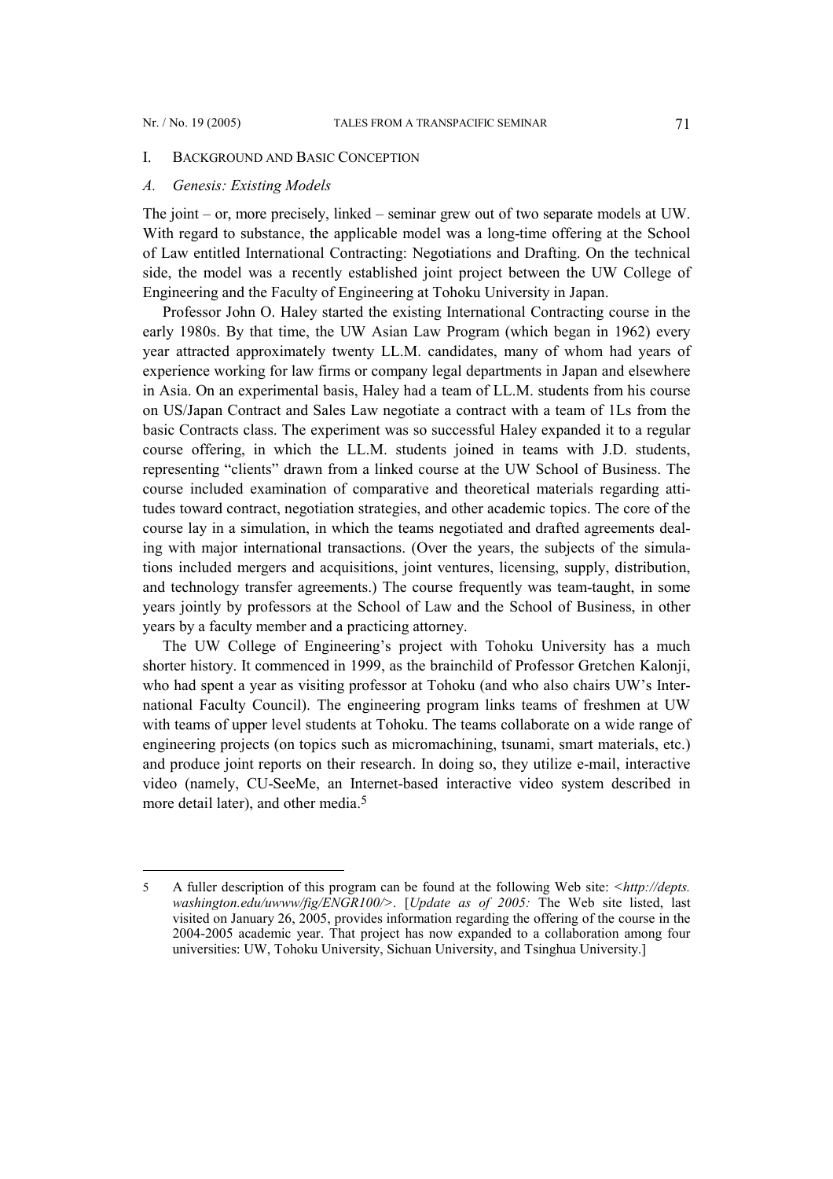## I. Background and Basic Conception

### *A. Genesis: Existing Models*

The joint – or, more precisely, linked – seminar grew out of two separate models at UW. With regard to substance, the applicable model was a long-time offering at the School of Law entitled International Contracting: Negotiations and Drafting. On the technical side, the model was a recently established joint project between the UW College of Engineering and the Faculty of Engineering at Tohoku University in Japan.

Professor John O. Haley started the existing International Contracting course in the early 1980s. By that time, the UW Asian Law Program (which began in 1962) every year attracted approximately twenty LL.M. candidates, many of whom had years of experience working for law firms or company legal departments in Japan and elsewhere in Asia. On an experimental basis, Haley had a team of LL.M. students from his course on US/Japan Contract and Sales Law negotiate a contract with a team of 1Ls from the basic Contracts class. The experiment was so successful Haley expanded it to a regular course offering, in which the LL.M. students joined in teams with J.D. students, representing "clients" drawn from a linked course at the UW School of Business. The course included examination of comparative and theoretical materials regarding attitudes toward contract, negotiation strategies, and other academic topics. The core of the course lay in a simulation, in which the teams negotiated and drafted agreements dealing with major international transactions. (Over the years, the subjects of the simulations included mergers and acquisitions, joint ventures, licensing, supply, distribution, and technology transfer agreements.) The course frequently was team-taught, in some years jointly by professors at the School of Law and the School of Business, in other years by a faculty member and a practicing attorney.

The UW College of Engineering's project with Tohoku University has a much shorter history. It commenced in 1999, as the brainchild of Professor Gretchen Kalonji, who had spent a year as visiting professor at Tohoku (and who also chairs UW's International Faculty Council). The engineering program links teams of freshmen at UW with teams of upper level students at Tohoku. The teams collaborate on a wide range of engineering projects (on topics such as micromachining, tsunami, smart materials, etc.) and produce joint reports on their research. In doing so, they utilize e-mail, interactive video (namely, CU-SeeMe, an Internet-based interactive video system described in more detail later), and other media.[5]

---

[5] A fuller description of this program can be found at the following Web site: <*http://depts.washington.edu/uwww/fig/ENGR100/*>. [*Update as of 2005:* The Web site listed, last visited on January 26, 2005, provides information regarding the offering of the course in the 2004-2005 academic year. That project has now expanded to a collaboration among four universities: UW, Tohoku University, Sichuan University, and Tsinghua University.]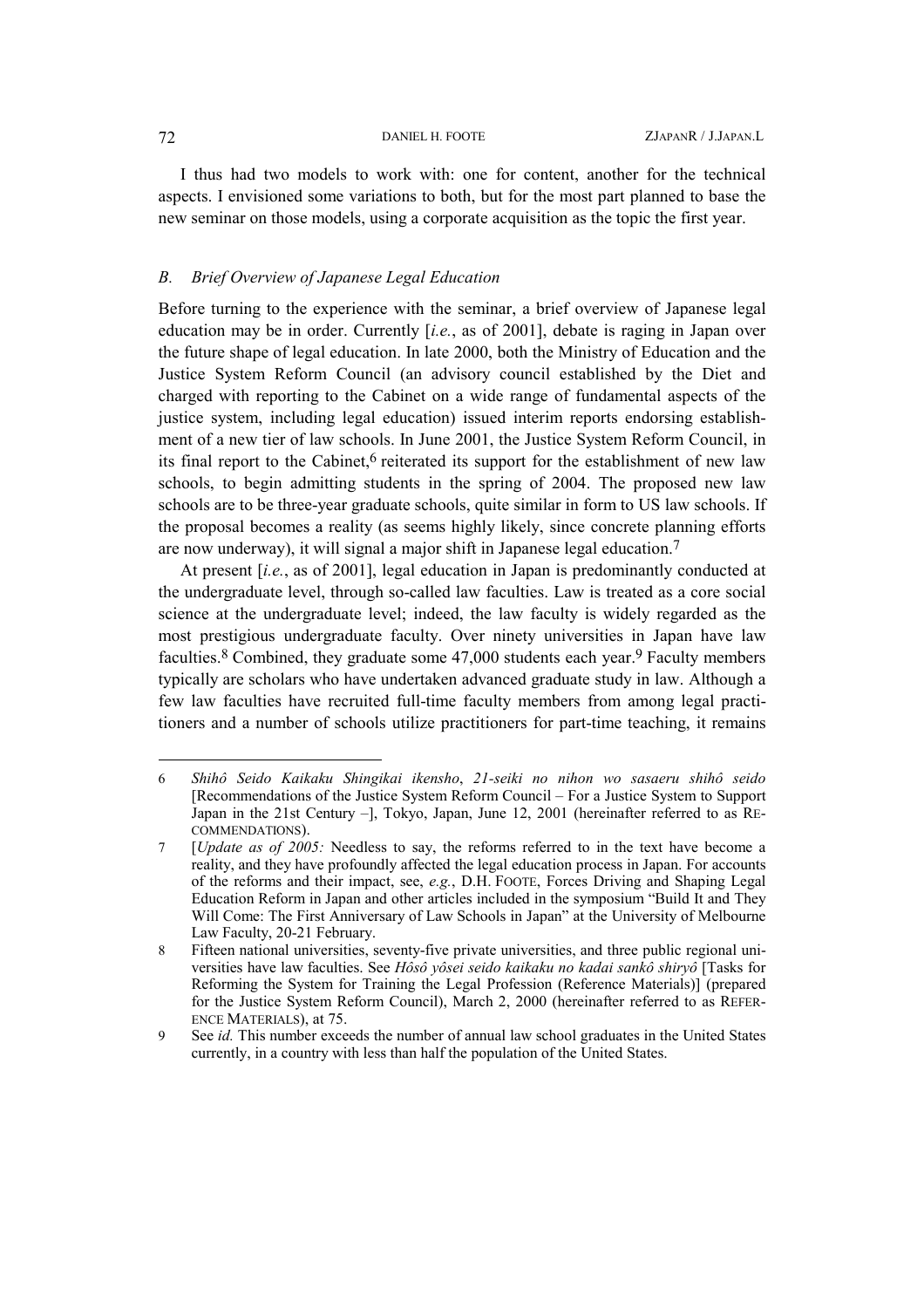I thus had two models to work with: one for content, another for the technical aspects. I envisioned some variations to both, but for the most part planned to base the new seminar on those models, using a corporate acquisition as the topic the first year.

### *B. Brief Overview of Japanese Legal Education*

Before turning to the experience with the seminar, a brief overview of Japanese legal education may be in order. Currently [*i.e.*, as of 2001], debate is raging in Japan over the future shape of legal education. In late 2000, both the Ministry of Education and the Justice System Reform Council (an advisory council established by the Diet and charged with reporting to the Cabinet on a wide range of fundamental aspects of the justice system, including legal education) issued interim reports endorsing establishment of a new tier of law schools. In June 2001, the Justice System Reform Council, in its final report to the Cabinet,[6] reiterated its support for the establishment of new law schools, to begin admitting students in the spring of 2004. The proposed new law schools are to be three-year graduate schools, quite similar in form to US law schools. If the proposal becomes a reality (as seems highly likely, since concrete planning efforts are now underway), it will signal a major shift in Japanese legal education.[7]

At present [*i.e.*, as of 2001], legal education in Japan is predominantly conducted at the undergraduate level, through so-called law faculties. Law is treated as a core social science at the undergraduate level; indeed, the law faculty is widely regarded as the most prestigious undergraduate faculty. Over ninety universities in Japan have law faculties.[8] Combined, they graduate some 47,000 students each year.[9] Faculty members typically are scholars who have undertaken advanced graduate study in law. Although a few law faculties have recruited full-time faculty members from among legal practitioners and a number of schools utilize practitioners for part-time teaching, it remains

---

6 *Shihô Seido Kaikaku Shingikai ikensho*, *21-seiki no nihon wo sasaeru shihô seido* [Recommendations of the Justice System Reform Council – For a Justice System to Support Japan in the 21st Century –], Tokyo, Japan, June 12, 2001 (hereinafter referred to as RECOMMENDATIONS).

7 [*Update as of 2005:* Needless to say, the reforms referred to in the text have become a reality, and they have profoundly affected the legal education process in Japan. For accounts of the reforms and their impact, see, *e.g.*, D.H. FOOTE, Forces Driving and Shaping Legal Education Reform in Japan and other articles included in the symposium "Build It and They Will Come: The First Anniversary of Law Schools in Japan" at the University of Melbourne Law Faculty, 20-21 February.

8 Fifteen national universities, seventy-five private universities, and three public regional universities have law faculties. See *Hôsô yôsei seido kaikaku no kadai sankô shiryô* [Tasks for Reforming the System for Training the Legal Profession (Reference Materials)] (prepared for the Justice System Reform Council), March 2, 2000 (hereinafter referred to as REFERENCE MATERIALS), at 75.

9 See *id.* This number exceeds the number of annual law school graduates in the United States currently, in a country with less than half the population of the United States.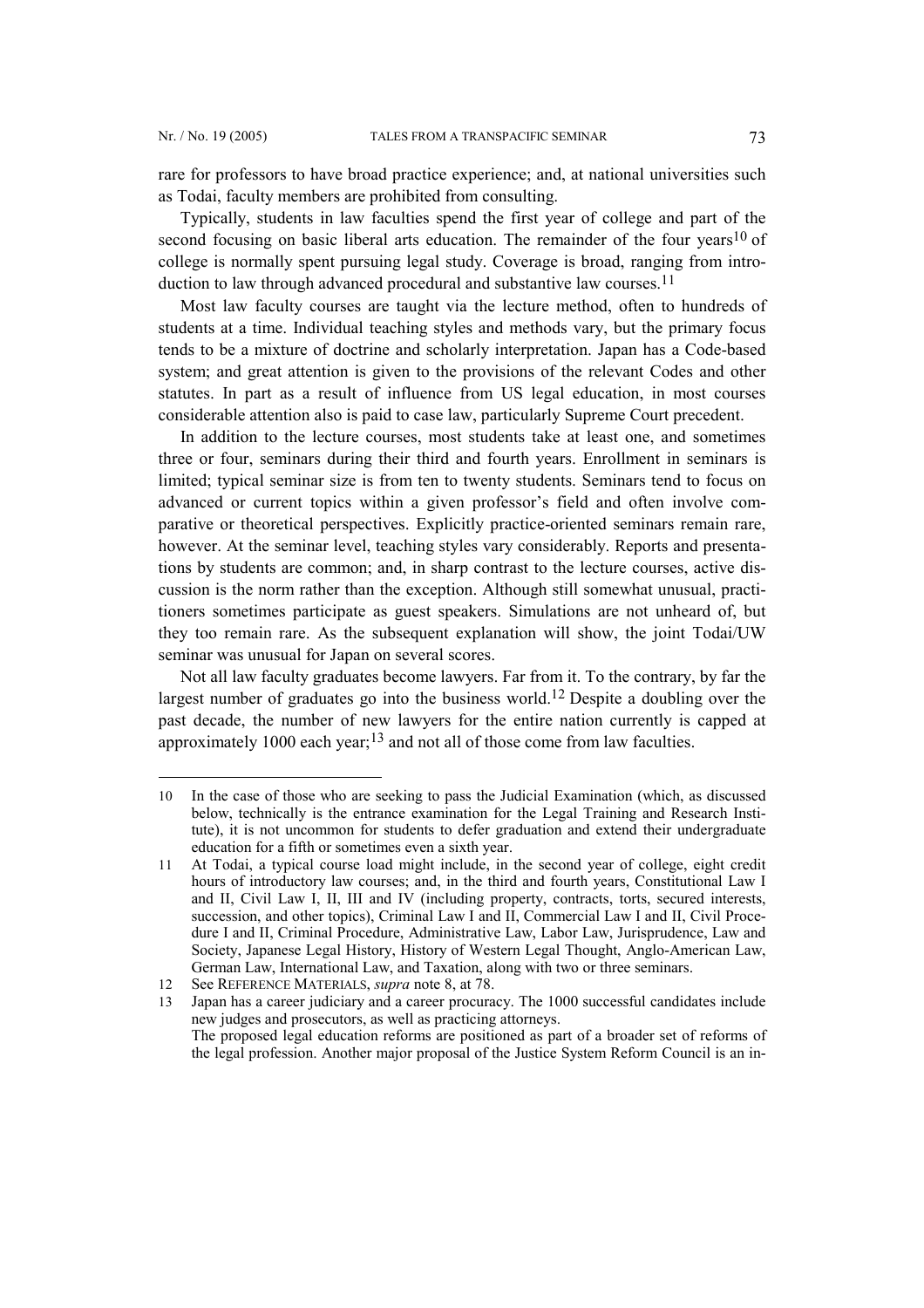rare for professors to have broad practice experience; and, at national universities such as Todai, faculty members are prohibited from consulting.

Typically, students in law faculties spend the first year of college and part of the second focusing on basic liberal arts education. The remainder of the four years[10] of college is normally spent pursuing legal study. Coverage is broad, ranging from introduction to law through advanced procedural and substantive law courses.[11]

Most law faculty courses are taught via the lecture method, often to hundreds of students at a time. Individual teaching styles and methods vary, but the primary focus tends to be a mixture of doctrine and scholarly interpretation. Japan has a Code-based system; and great attention is given to the provisions of the relevant Codes and other statutes. In part as a result of influence from US legal education, in most courses considerable attention also is paid to case law, particularly Supreme Court precedent.

In addition to the lecture courses, most students take at least one, and sometimes three or four, seminars during their third and fourth years. Enrollment in seminars is limited; typical seminar size is from ten to twenty students. Seminars tend to focus on advanced or current topics within a given professor's field and often involve comparative or theoretical perspectives. Explicitly practice-oriented seminars remain rare, however. At the seminar level, teaching styles vary considerably. Reports and presentations by students are common; and, in sharp contrast to the lecture courses, active discussion is the norm rather than the exception. Although still somewhat unusual, practitioners sometimes participate as guest speakers. Simulations are not unheard of, but they too remain rare. As the subsequent explanation will show, the joint Todai/UW seminar was unusual for Japan on several scores.

Not all law faculty graduates become lawyers. Far from it. To the contrary, by far the largest number of graduates go into the business world.[12] Despite a doubling over the past decade, the number of new lawyers for the entire nation currently is capped at approximately 1000 each year;[13] and not all of those come from law faculties.

---

10 In the case of those who are seeking to pass the Judicial Examination (which, as discussed below, technically is the entrance examination for the Legal Training and Research Institute), it is not uncommon for students to defer graduation and extend their undergraduate education for a fifth or sometimes even a sixth year.

11 At Todai, a typical course load might include, in the second year of college, eight credit hours of introductory law courses; and, in the third and fourth years, Constitutional Law I and II, Civil Law I, II, III and IV (including property, contracts, torts, secured interests, succession, and other topics), Criminal Law I and II, Commercial Law I and II, Civil Procedure I and II, Criminal Procedure, Administrative Law, Labor Law, Jurisprudence, Law and Society, Japanese Legal History, History of Western Legal Thought, Anglo-American Law, German Law, International Law, and Taxation, along with two or three seminars.

12 See REFERENCE MATERIALS, *supra* note 8, at 78.

13 Japan has a career judiciary and a career procuracy. The 1000 successful candidates include new judges and prosecutors, as well as practicing attorneys.
The proposed legal education reforms are positioned as part of a broader set of reforms of the legal profession. Another major proposal of the Justice System Reform Council is an in-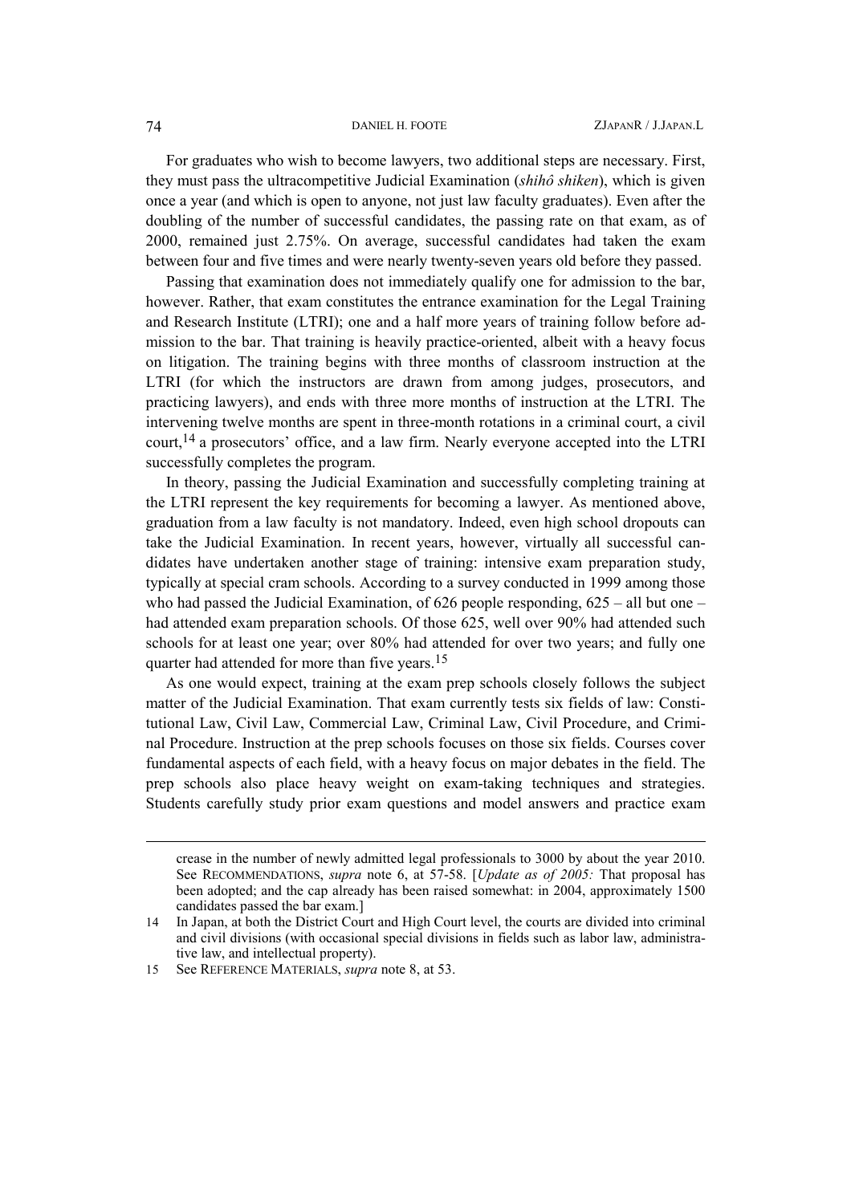For graduates who wish to become lawyers, two additional steps are necessary. First, they must pass the ultracompetitive Judicial Examination (*shihô shiken*), which is given once a year (and which is open to anyone, not just law faculty graduates). Even after the doubling of the number of successful candidates, the passing rate on that exam, as of 2000, remained just 2.75%. On average, successful candidates had taken the exam between four and five times and were nearly twenty-seven years old before they passed.

Passing that examination does not immediately qualify one for admission to the bar, however. Rather, that exam constitutes the entrance examination for the Legal Training and Research Institute (LTRI); one and a half more years of training follow before admission to the bar. That training is heavily practice-oriented, albeit with a heavy focus on litigation. The training begins with three months of classroom instruction at the LTRI (for which the instructors are drawn from among judges, prosecutors, and practicing lawyers), and ends with three more months of instruction at the LTRI. The intervening twelve months are spent in three-month rotations in a criminal court, a civil court,[14] a prosecutors' office, and a law firm. Nearly everyone accepted into the LTRI successfully completes the program.

In theory, passing the Judicial Examination and successfully completing training at the LTRI represent the key requirements for becoming a lawyer. As mentioned above, graduation from a law faculty is not mandatory. Indeed, even high school dropouts can take the Judicial Examination. In recent years, however, virtually all successful candidates have undertaken another stage of training: intensive exam preparation study, typically at special cram schools. According to a survey conducted in 1999 among those who had passed the Judicial Examination, of 626 people responding, 625 – all but one – had attended exam preparation schools. Of those 625, well over 90% had attended such schools for at least one year; over 80% had attended for over two years; and fully one quarter had attended for more than five years.[15]

As one would expect, training at the exam prep schools closely follows the subject matter of the Judicial Examination. That exam currently tests six fields of law: Constitutional Law, Civil Law, Commercial Law, Criminal Law, Civil Procedure, and Criminal Procedure. Instruction at the prep schools focuses on those six fields. Courses cover fundamental aspects of each field, with a heavy focus on major debates in the field. The prep schools also place heavy weight on exam-taking techniques and strategies. Students carefully study prior exam questions and model answers and practice exam

---

crease in the number of newly admitted legal professionals to 3000 by about the year 2010. See RECOMMENDATIONS, *supra* note 6, at 57-58. [*Update as of 2005:* That proposal has been adopted; and the cap already has been raised somewhat: in 2004, approximately 1500 candidates passed the bar exam.]

14 In Japan, at both the District Court and High Court level, the courts are divided into criminal and civil divisions (with occasional special divisions in fields such as labor law, administrative law, and intellectual property).

15 See REFERENCE MATERIALS, *supra* note 8, at 53.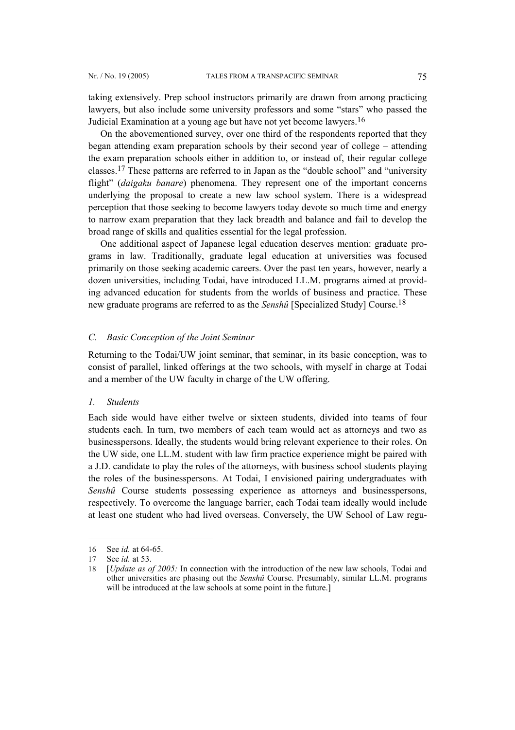taking extensively. Prep school instructors primarily are drawn from among practicing lawyers, but also include some university professors and some "stars" who passed the Judicial Examination at a young age but have not yet become lawyers.[16]

On the abovementioned survey, over one third of the respondents reported that they began attending exam preparation schools by their second year of college – attending the exam preparation schools either in addition to, or instead of, their regular college classes.[17] These patterns are referred to in Japan as the "double school" and "university flight" (*daigaku banare*) phenomena. They represent one of the important concerns underlying the proposal to create a new law school system. There is a widespread perception that those seeking to become lawyers today devote so much time and energy to narrow exam preparation that they lack breadth and balance and fail to develop the broad range of skills and qualities essential for the legal profession.

One additional aspect of Japanese legal education deserves mention: graduate programs in law. Traditionally, graduate legal education at universities was focused primarily on those seeking academic careers. Over the past ten years, however, nearly a dozen universities, including Todai, have introduced LL.M. programs aimed at providing advanced education for students from the worlds of business and practice. These new graduate programs are referred to as the *Senshû* [Specialized Study] Course.[18]

### C. Basic Conception of the Joint Seminar

Returning to the Todai/UW joint seminar, that seminar, in its basic conception, was to consist of parallel, linked offerings at the two schools, with myself in charge at Todai and a member of the UW faculty in charge of the UW offering.

#### 1. Students

Each side would have either twelve or sixteen students, divided into teams of four students each. In turn, two members of each team would act as attorneys and two as businesspersons. Ideally, the students would bring relevant experience to their roles. On the UW side, one LL.M. student with law firm practice experience might be paired with a J.D. candidate to play the roles of the attorneys, with business school students playing the roles of the businesspersons. At Todai, I envisioned pairing undergraduates with *Senshû* Course students possessing experience as attorneys and businesspersons, respectively. To overcome the language barrier, each Todai team ideally would include at least one student who had lived overseas. Conversely, the UW School of Law regu-

---

16 See *id.* at 64-65.

17 See *id.* at 53.

18 [*Update as of 2005:* In connection with the introduction of the new law schools, Todai and other universities are phasing out the *Senshû* Course. Presumably, similar LL.M. programs will be introduced at the law schools at some point in the future.]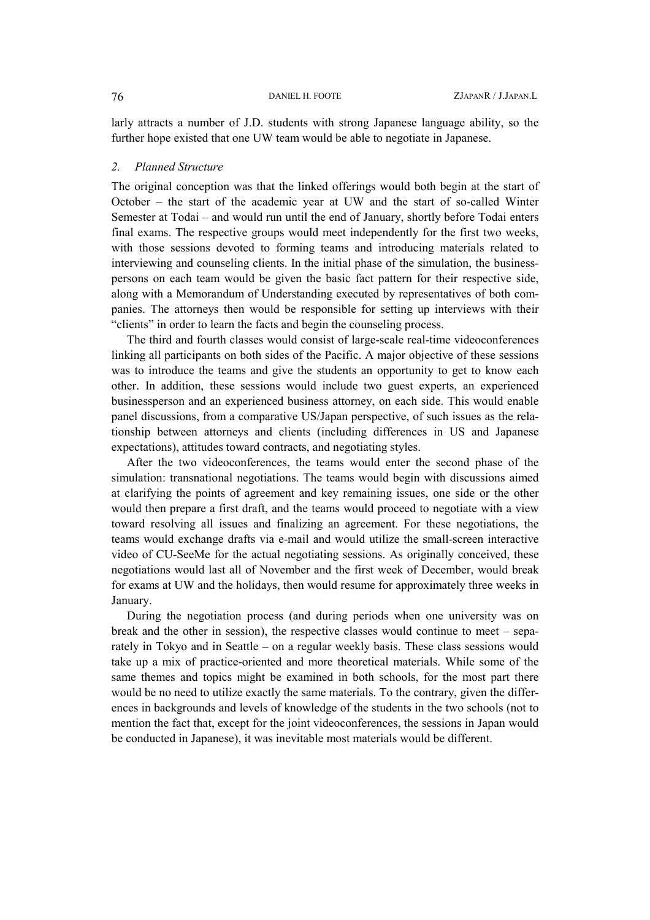larly attracts a number of J.D. students with strong Japanese language ability, so the further hope existed that one UW team would be able to negotiate in Japanese.

### 2. *Planned Structure*

The original conception was that the linked offerings would both begin at the start of October – the start of the academic year at UW and the start of so-called Winter Semester at Todai – and would run until the end of January, shortly before Todai enters final exams. The respective groups would meet independently for the first two weeks, with those sessions devoted to forming teams and introducing materials related to interviewing and counseling clients. In the initial phase of the simulation, the businesspersons on each team would be given the basic fact pattern for their respective side, along with a Memorandum of Understanding executed by representatives of both companies. The attorneys then would be responsible for setting up interviews with their "clients" in order to learn the facts and begin the counseling process.

The third and fourth classes would consist of large-scale real-time videoconferences linking all participants on both sides of the Pacific. A major objective of these sessions was to introduce the teams and give the students an opportunity to get to know each other. In addition, these sessions would include two guest experts, an experienced businessperson and an experienced business attorney, on each side. This would enable panel discussions, from a comparative US/Japan perspective, of such issues as the relationship between attorneys and clients (including differences in US and Japanese expectations), attitudes toward contracts, and negotiating styles.

After the two videoconferences, the teams would enter the second phase of the simulation: transnational negotiations. The teams would begin with discussions aimed at clarifying the points of agreement and key remaining issues, one side or the other would then prepare a first draft, and the teams would proceed to negotiate with a view toward resolving all issues and finalizing an agreement. For these negotiations, the teams would exchange drafts via e-mail and would utilize the small-screen interactive video of CU-SeeMe for the actual negotiating sessions. As originally conceived, these negotiations would last all of November and the first week of December, would break for exams at UW and the holidays, then would resume for approximately three weeks in January.

During the negotiation process (and during periods when one university was on break and the other in session), the respective classes would continue to meet – separately in Tokyo and in Seattle – on a regular weekly basis. These class sessions would take up a mix of practice-oriented and more theoretical materials. While some of the same themes and topics might be examined in both schools, for the most part there would be no need to utilize exactly the same materials. To the contrary, given the differences in backgrounds and levels of knowledge of the students in the two schools (not to mention the fact that, except for the joint videoconferences, the sessions in Japan would be conducted in Japanese), it was inevitable most materials would be different.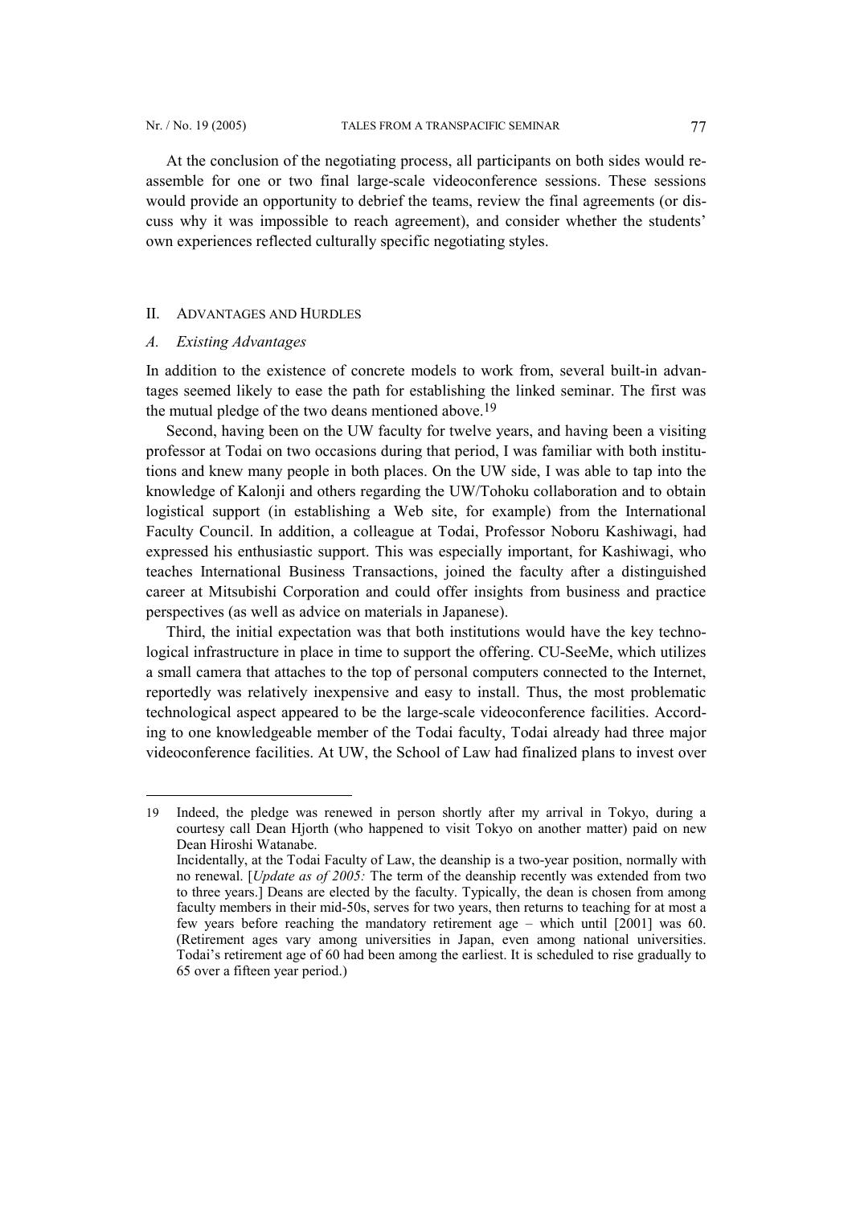At the conclusion of the negotiating process, all participants on both sides would reassemble for one or two final large-scale videoconference sessions. These sessions would provide an opportunity to debrief the teams, review the final agreements (or discuss why it was impossible to reach agreement), and consider whether the students' own experiences reflected culturally specific negotiating styles.

## II. ADVANTAGES AND HURDLES

### *A. Existing Advantages*

In addition to the existence of concrete models to work from, several built-in advantages seemed likely to ease the path for establishing the linked seminar. The first was the mutual pledge of the two deans mentioned above.[19]

Second, having been on the UW faculty for twelve years, and having been a visiting professor at Todai on two occasions during that period, I was familiar with both institutions and knew many people in both places. On the UW side, I was able to tap into the knowledge of Kalonji and others regarding the UW/Tohoku collaboration and to obtain logistical support (in establishing a Web site, for example) from the International Faculty Council. In addition, a colleague at Todai, Professor Noboru Kashiwagi, had expressed his enthusiastic support. This was especially important, for Kashiwagi, who teaches International Business Transactions, joined the faculty after a distinguished career at Mitsubishi Corporation and could offer insights from business and practice perspectives (as well as advice on materials in Japanese).

Third, the initial expectation was that both institutions would have the key technological infrastructure in place in time to support the offering. CU-SeeMe, which utilizes a small camera that attaches to the top of personal computers connected to the Internet, reportedly was relatively inexpensive and easy to install. Thus, the most problematic technological aspect appeared to be the large-scale videoconference facilities. According to one knowledgeable member of the Todai faculty, Todai already had three major videoconference facilities. At UW, the School of Law had finalized plans to invest over

---

19 Indeed, the pledge was renewed in person shortly after my arrival in Tokyo, during a courtesy call Dean Hjorth (who happened to visit Tokyo on another matter) paid on new Dean Hiroshi Watanabe.
Incidentally, at the Todai Faculty of Law, the deanship is a two-year position, normally with no renewal. [*Update as of 2005:* The term of the deanship recently was extended from two to three years.] Deans are elected by the faculty. Typically, the dean is chosen from among faculty members in their mid-50s, serves for two years, then returns to teaching for at most a few years before reaching the mandatory retirement age – which until [2001] was 60. (Retirement ages vary among universities in Japan, even among national universities. Todai's retirement age of 60 had been among the earliest. It is scheduled to rise gradually to 65 over a fifteen year period.)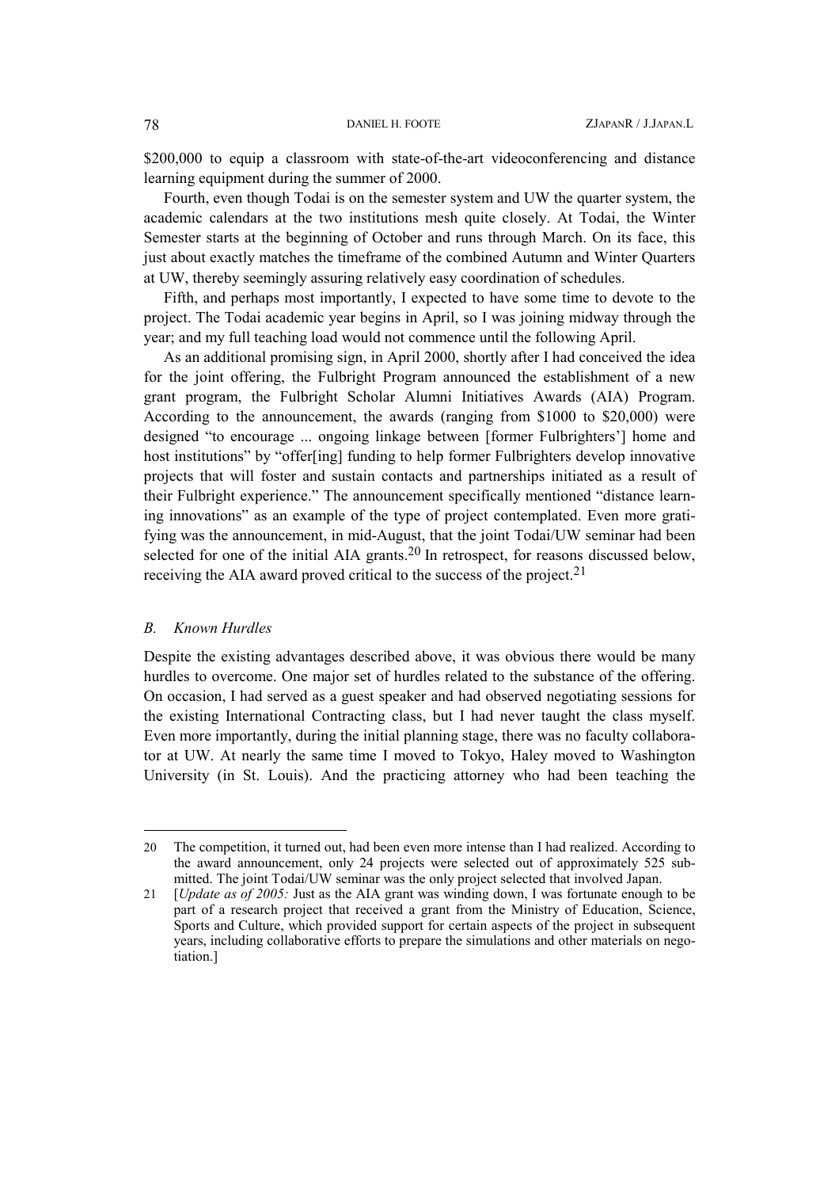$200,000 to equip a classroom with state-of-the-art videoconferencing and distance learning equipment during the summer of 2000.

Fourth, even though Todai is on the semester system and UW the quarter system, the academic calendars at the two institutions mesh quite closely. At Todai, the Winter Semester starts at the beginning of October and runs through March. On its face, this just about exactly matches the timeframe of the combined Autumn and Winter Quarters at UW, thereby seemingly assuring relatively easy coordination of schedules.

Fifth, and perhaps most importantly, I expected to have some time to devote to the project. The Todai academic year begins in April, so I was joining midway through the year; and my full teaching load would not commence until the following April.

As an additional promising sign, in April 2000, shortly after I had conceived the idea for the joint offering, the Fulbright Program announced the establishment of a new grant program, the Fulbright Scholar Alumni Initiatives Awards (AIA) Program. According to the announcement, the awards (ranging from $1000 to $20,000) were designed "to encourage ... ongoing linkage between [former Fulbrighters'] home and host institutions" by "offer[ing] funding to help former Fulbrighters develop innovative projects that will foster and sustain contacts and partnerships initiated as a result of their Fulbright experience." The announcement specifically mentioned "distance learning innovations" as an example of the type of project contemplated. Even more gratifying was the announcement, in mid-August, that the joint Todai/UW seminar had been selected for one of the initial AIA grants.[20] In retrospect, for reasons discussed below, receiving the AIA award proved critical to the success of the project.[21]

### *B. Known Hurdles*

Despite the existing advantages described above, it was obvious there would be many hurdles to overcome. One major set of hurdles related to the substance of the offering. On occasion, I had served as a guest speaker and had observed negotiating sessions for the existing International Contracting class, but I had never taught the class myself. Even more importantly, during the initial planning stage, there was no faculty collaborator at UW. At nearly the same time I moved to Tokyo, Haley moved to Washington University (in St. Louis). And the practicing attorney who had been teaching the

---

20 The competition, it turned out, had been even more intense than I had realized. According to the award announcement, only 24 projects were selected out of approximately 525 submitted. The joint Todai/UW seminar was the only project selected that involved Japan.

21 [*Update as of 2005:* Just as the AIA grant was winding down, I was fortunate enough to be part of a research project that received a grant from the Ministry of Education, Science, Sports and Culture, which provided support for certain aspects of the project in subsequent years, including collaborative efforts to prepare the simulations and other materials on negotiation.]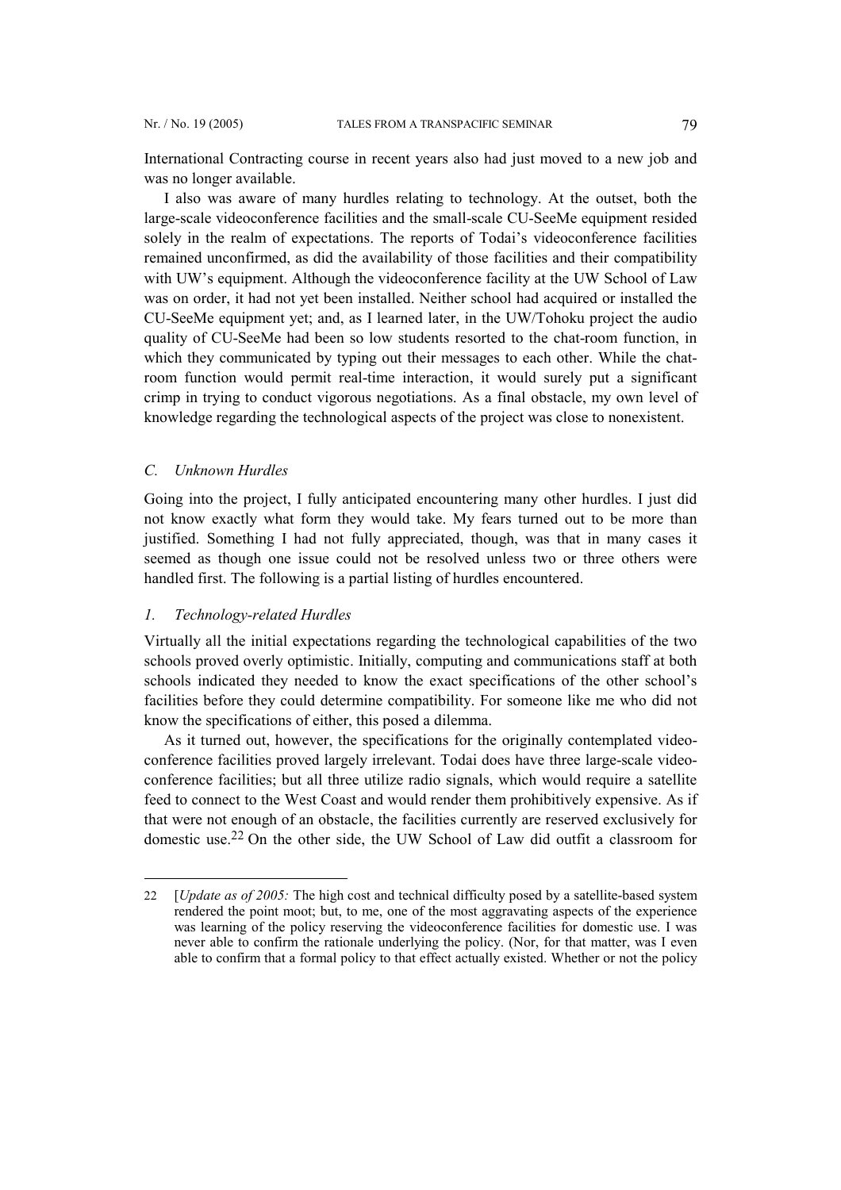International Contracting course in recent years also had just moved to a new job and was no longer available.

I also was aware of many hurdles relating to technology. At the outset, both the large-scale videoconference facilities and the small-scale CU-SeeMe equipment resided solely in the realm of expectations. The reports of Todai's videoconference facilities remained unconfirmed, as did the availability of those facilities and their compatibility with UW's equipment. Although the videoconference facility at the UW School of Law was on order, it had not yet been installed. Neither school had acquired or installed the CU-SeeMe equipment yet; and, as I learned later, in the UW/Tohoku project the audio quality of CU-SeeMe had been so low students resorted to the chat-room function, in which they communicated by typing out their messages to each other. While the chat-room function would permit real-time interaction, it would surely put a significant crimp in trying to conduct vigorous negotiations. As a final obstacle, my own level of knowledge regarding the technological aspects of the project was close to nonexistent.

### *C. Unknown Hurdles*

Going into the project, I fully anticipated encountering many other hurdles. I just did not know exactly what form they would take. My fears turned out to be more than justified. Something I had not fully appreciated, though, was that in many cases it seemed as though one issue could not be resolved unless two or three others were handled first. The following is a partial listing of hurdles encountered.

#### *1. Technology-related Hurdles*

Virtually all the initial expectations regarding the technological capabilities of the two schools proved overly optimistic. Initially, computing and communications staff at both schools indicated they needed to know the exact specifications of the other school's facilities before they could determine compatibility. For someone like me who did not know the specifications of either, this posed a dilemma.

As it turned out, however, the specifications for the originally contemplated videoconference facilities proved largely irrelevant. Todai does have three large-scale videoconference facilities; but all three utilize radio signals, which would require a satellite feed to connect to the West Coast and would render them prohibitively expensive. As if that were not enough of an obstacle, the facilities currently are reserved exclusively for domestic use.[22] On the other side, the UW School of Law did outfit a classroom for

---

22 [*Update as of 2005:* The high cost and technical difficulty posed by a satellite-based system rendered the point moot; but, to me, one of the most aggravating aspects of the experience was learning of the policy reserving the videoconference facilities for domestic use. I was never able to confirm the rationale underlying the policy. (Nor, for that matter, was I even able to confirm that a formal policy to that effect actually existed. Whether or not the policy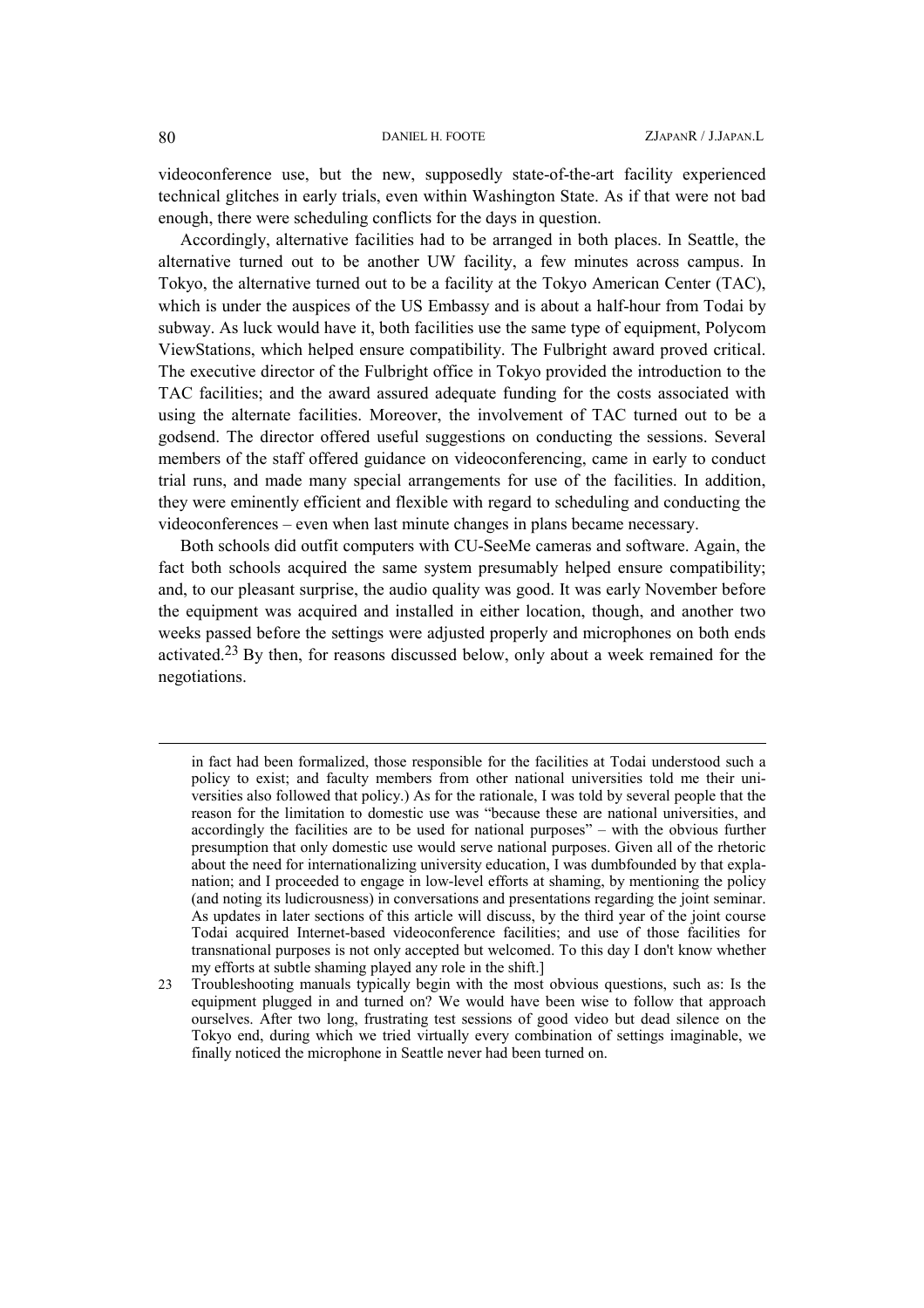videoconference use, but the new, supposedly state-of-the-art facility experienced technical glitches in early trials, even within Washington State. As if that were not bad enough, there were scheduling conflicts for the days in question.

Accordingly, alternative facilities had to be arranged in both places. In Seattle, the alternative turned out to be another UW facility, a few minutes across campus. In Tokyo, the alternative turned out to be a facility at the Tokyo American Center (TAC), which is under the auspices of the US Embassy and is about a half-hour from Todai by subway. As luck would have it, both facilities use the same type of equipment, Polycom ViewStations, which helped ensure compatibility. The Fulbright award proved critical. The executive director of the Fulbright office in Tokyo provided the introduction to the TAC facilities; and the award assured adequate funding for the costs associated with using the alternate facilities. Moreover, the involvement of TAC turned out to be a godsend. The director offered useful suggestions on conducting the sessions. Several members of the staff offered guidance on videoconferencing, came in early to conduct trial runs, and made many special arrangements for use of the facilities. In addition, they were eminently efficient and flexible with regard to scheduling and conducting the videoconferences – even when last minute changes in plans became necessary.

Both schools did outfit computers with CU-SeeMe cameras and software. Again, the fact both schools acquired the same system presumably helped ensure compatibility; and, to our pleasant surprise, the audio quality was good. It was early November before the equipment was acquired and installed in either location, though, and another two weeks passed before the settings were adjusted properly and microphones on both ends activated.[23] By then, for reasons discussed below, only about a week remained for the negotiations.

---

in fact had been formalized, those responsible for the facilities at Todai understood such a policy to exist; and faculty members from other national universities told me their universities also followed that policy.) As for the rationale, I was told by several people that the reason for the limitation to domestic use was "because these are national universities, and accordingly the facilities are to be used for national purposes" – with the obvious further presumption that only domestic use would serve national purposes. Given all of the rhetoric about the need for internationalizing university education, I was dumbfounded by that explanation; and I proceeded to engage in low-level efforts at shaming, by mentioning the policy (and noting its ludicrousness) in conversations and presentations regarding the joint seminar. As updates in later sections of this article will discuss, by the third year of the joint course Todai acquired Internet-based videoconference facilities; and use of those facilities for transnational purposes is not only accepted but welcomed. To this day I don't know whether my efforts at subtle shaming played any role in the shift.]

23 Troubleshooting manuals typically begin with the most obvious questions, such as: Is the equipment plugged in and turned on? We would have been wise to follow that approach ourselves. After two long, frustrating test sessions of good video but dead silence on the Tokyo end, during which we tried virtually every combination of settings imaginable, we finally noticed the microphone in Seattle never had been turned on.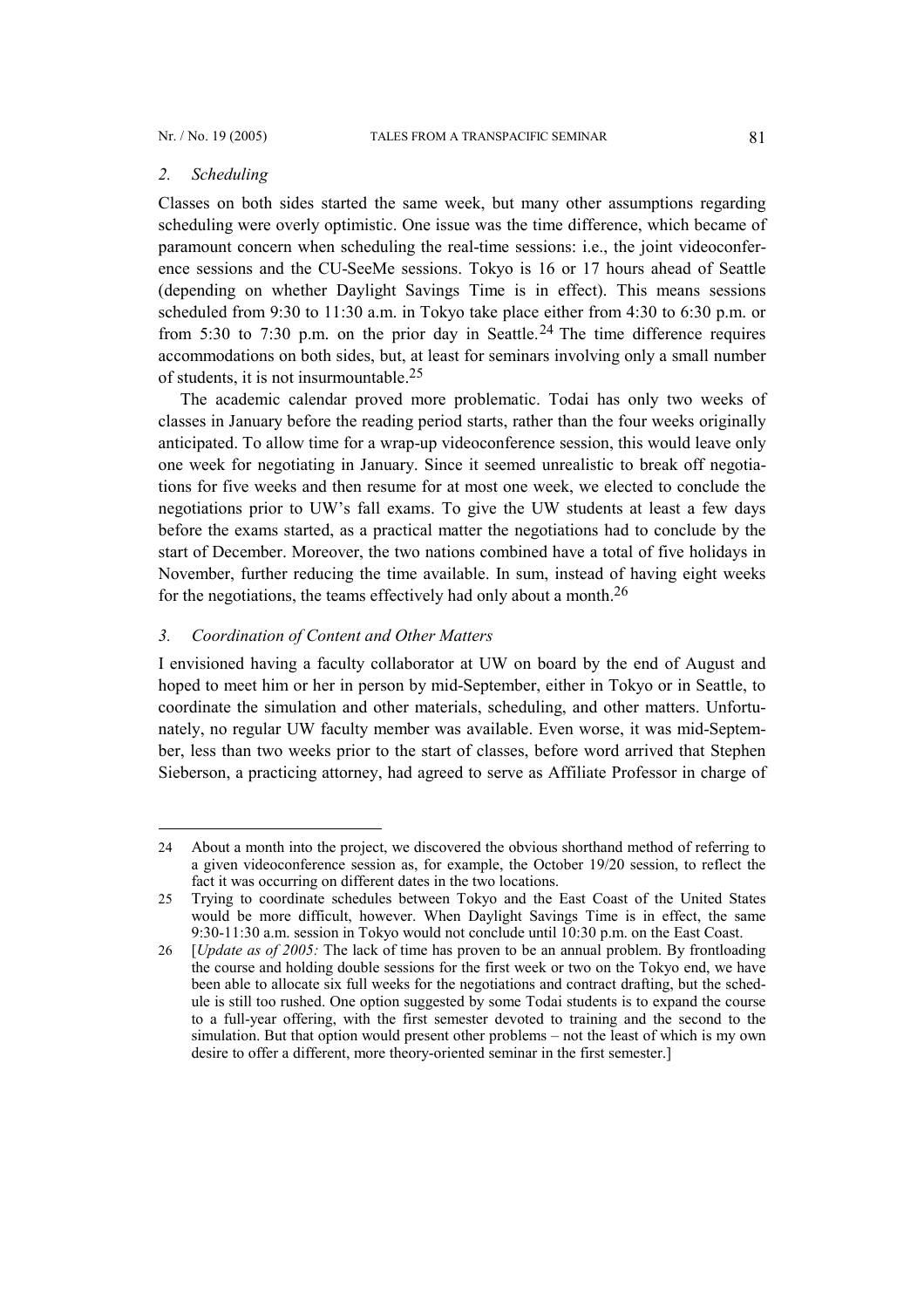### *2. Scheduling*

Classes on both sides started the same week, but many other assumptions regarding scheduling were overly optimistic. One issue was the time difference, which became of paramount concern when scheduling the real-time sessions: i.e., the joint videoconference sessions and the CU-SeeMe sessions. Tokyo is 16 or 17 hours ahead of Seattle (depending on whether Daylight Savings Time is in effect). This means sessions scheduled from 9:30 to 11:30 a.m. in Tokyo take place either from 4:30 to 6:30 p.m. or from 5:30 to 7:30 p.m. on the prior day in Seattle.[24] The time difference requires accommodations on both sides, but, at least for seminars involving only a small number of students, it is not insurmountable.[25]

The academic calendar proved more problematic. Todai has only two weeks of classes in January before the reading period starts, rather than the four weeks originally anticipated. To allow time for a wrap-up videoconference session, this would leave only one week for negotiating in January. Since it seemed unrealistic to break off negotiations for five weeks and then resume for at most one week, we elected to conclude the negotiations prior to UW's fall exams. To give the UW students at least a few days before the exams started, as a practical matter the negotiations had to conclude by the start of December. Moreover, the two nations combined have a total of five holidays in November, further reducing the time available. In sum, instead of having eight weeks for the negotiations, the teams effectively had only about a month.[26]

### *3. Coordination of Content and Other Matters*

I envisioned having a faculty collaborator at UW on board by the end of August and hoped to meet him or her in person by mid-September, either in Tokyo or in Seattle, to coordinate the simulation and other materials, scheduling, and other matters. Unfortunately, no regular UW faculty member was available. Even worse, it was mid-September, less than two weeks prior to the start of classes, before word arrived that Stephen Sieberson, a practicing attorney, had agreed to serve as Affiliate Professor in charge of

---

24 About a month into the project, we discovered the obvious shorthand method of referring to a given videoconference session as, for example, the October 19/20 session, to reflect the fact it was occurring on different dates in the two locations.

25 Trying to coordinate schedules between Tokyo and the East Coast of the United States would be more difficult, however. When Daylight Savings Time is in effect, the same 9:30-11:30 a.m. session in Tokyo would not conclude until 10:30 p.m. on the East Coast.

26 [*Update as of 2005:* The lack of time has proven to be an annual problem. By frontloading the course and holding double sessions for the first week or two on the Tokyo end, we have been able to allocate six full weeks for the negotiations and contract drafting, but the schedule is still too rushed. One option suggested by some Todai students is to expand the course to a full-year offering, with the first semester devoted to training and the second to the simulation. But that option would present other problems – not the least of which is my own desire to offer a different, more theory-oriented seminar in the first semester.]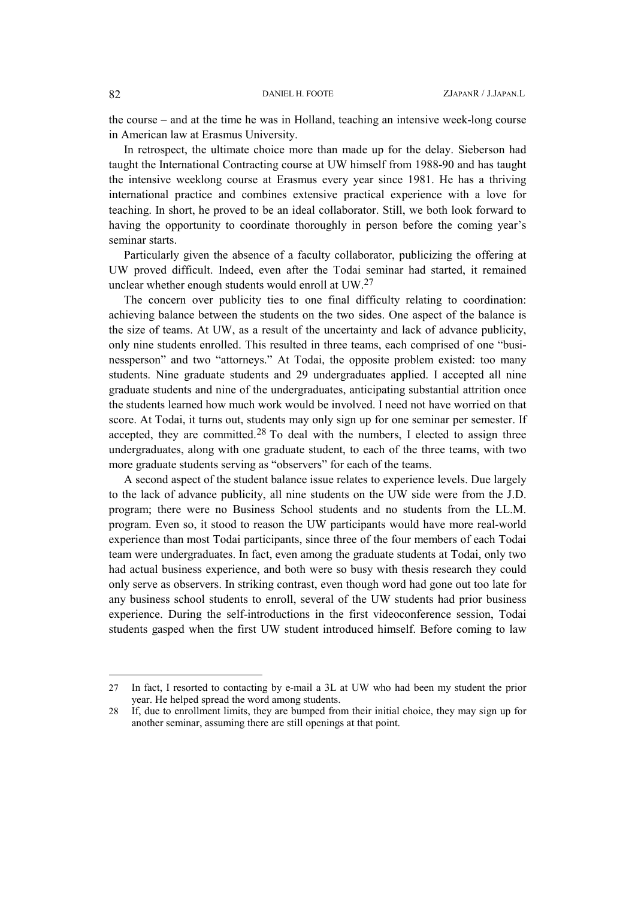the course – and at the time he was in Holland, teaching an intensive week-long course in American law at Erasmus University.

In retrospect, the ultimate choice more than made up for the delay. Sieberson had taught the International Contracting course at UW himself from 1988-90 and has taught the intensive weeklong course at Erasmus every year since 1981. He has a thriving international practice and combines extensive practical experience with a love for teaching. In short, he proved to be an ideal collaborator. Still, we both look forward to having the opportunity to coordinate thoroughly in person before the coming year's seminar starts.

Particularly given the absence of a faculty collaborator, publicizing the offering at UW proved difficult. Indeed, even after the Todai seminar had started, it remained unclear whether enough students would enroll at UW.[27]

The concern over publicity ties to one final difficulty relating to coordination: achieving balance between the students on the two sides. One aspect of the balance is the size of teams. At UW, as a result of the uncertainty and lack of advance publicity, only nine students enrolled. This resulted in three teams, each comprised of one "businessperson" and two "attorneys." At Todai, the opposite problem existed: too many students. Nine graduate students and 29 undergraduates applied. I accepted all nine graduate students and nine of the undergraduates, anticipating substantial attrition once the students learned how much work would be involved. I need not have worried on that score. At Todai, it turns out, students may only sign up for one seminar per semester. If accepted, they are committed.[28] To deal with the numbers, I elected to assign three undergraduates, along with one graduate student, to each of the three teams, with two more graduate students serving as "observers" for each of the teams.

A second aspect of the student balance issue relates to experience levels. Due largely to the lack of advance publicity, all nine students on the UW side were from the J.D. program; there were no Business School students and no students from the LL.M. program. Even so, it stood to reason the UW participants would have more real-world experience than most Todai participants, since three of the four members of each Todai team were undergraduates. In fact, even among the graduate students at Todai, only two had actual business experience, and both were so busy with thesis research they could only serve as observers. In striking contrast, even though word had gone out too late for any business school students to enroll, several of the UW students had prior business experience. During the self-introductions in the first videoconference session, Todai students gasped when the first UW student introduced himself. Before coming to law

---

27 In fact, I resorted to contacting by e-mail a 3L at UW who had been my student the prior year. He helped spread the word among students.

28 If, due to enrollment limits, they are bumped from their initial choice, they may sign up for another seminar, assuming there are still openings at that point.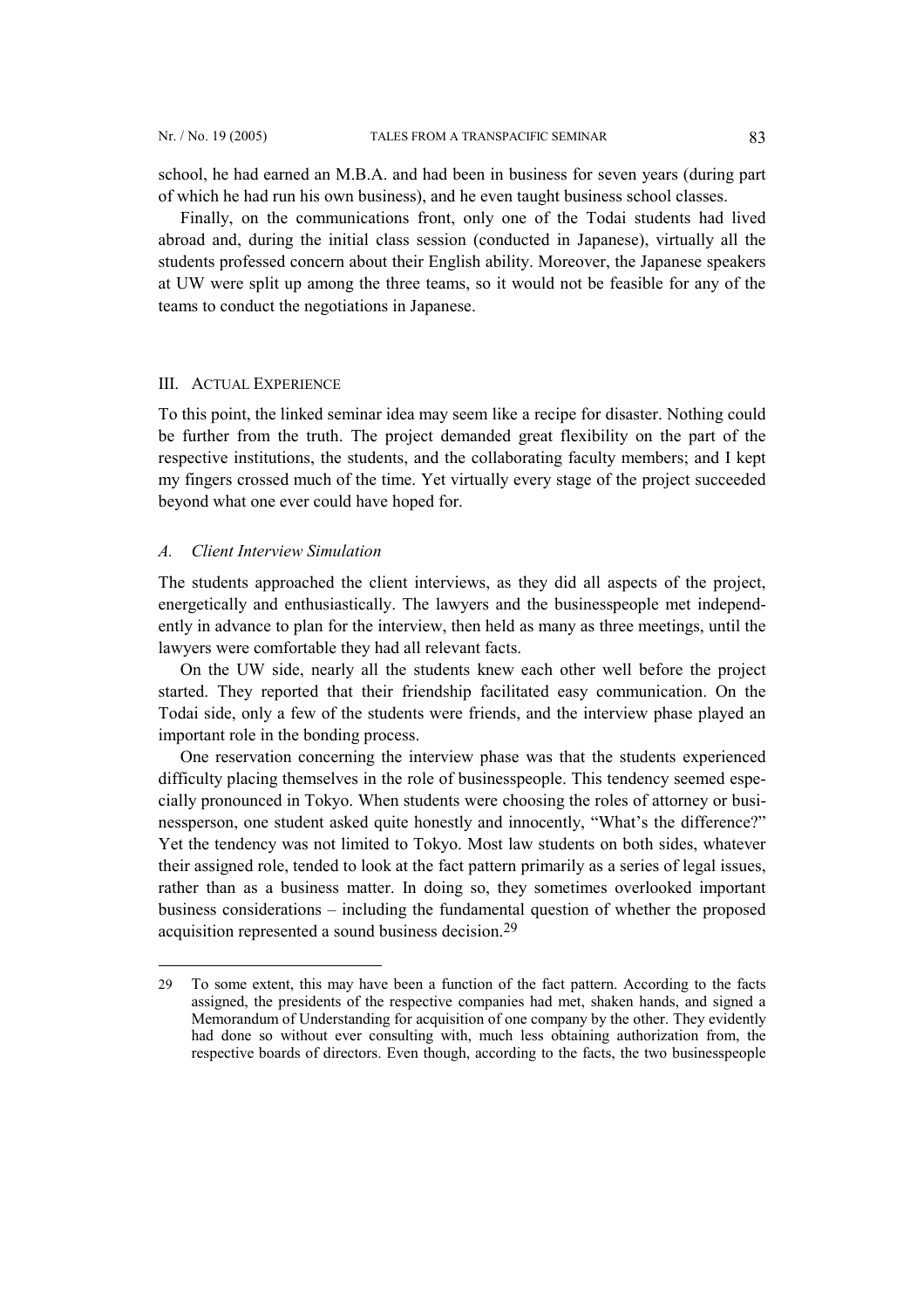school, he had earned an M.B.A. and had been in business for seven years (during part of which he had run his own business), and he even taught business school classes.

Finally, on the communications front, only one of the Todai students had lived abroad and, during the initial class session (conducted in Japanese), virtually all the students professed concern about their English ability. Moreover, the Japanese speakers at UW were split up among the three teams, so it would not be feasible for any of the teams to conduct the negotiations in Japanese.

## III. ACTUAL EXPERIENCE

To this point, the linked seminar idea may seem like a recipe for disaster. Nothing could be further from the truth. The project demanded great flexibility on the part of the respective institutions, the students, and the collaborating faculty members; and I kept my fingers crossed much of the time. Yet virtually every stage of the project succeeded beyond what one ever could have hoped for.

### *A. Client Interview Simulation*

The students approached the client interviews, as they did all aspects of the project, energetically and enthusiastically. The lawyers and the businesspeople met independently in advance to plan for the interview, then held as many as three meetings, until the lawyers were comfortable they had all relevant facts.

On the UW side, nearly all the students knew each other well before the project started. They reported that their friendship facilitated easy communication. On the Todai side, only a few of the students were friends, and the interview phase played an important role in the bonding process.

One reservation concerning the interview phase was that the students experienced difficulty placing themselves in the role of businesspeople. This tendency seemed especially pronounced in Tokyo. When students were choosing the roles of attorney or businessperson, one student asked quite honestly and innocently, "What's the difference?" Yet the tendency was not limited to Tokyo. Most law students on both sides, whatever their assigned role, tended to look at the fact pattern primarily as a series of legal issues, rather than as a business matter. In doing so, they sometimes overlooked important business considerations – including the fundamental question of whether the proposed acquisition represented a sound business decision.[29]

---

29 To some extent, this may have been a function of the fact pattern. According to the facts assigned, the presidents of the respective companies had met, shaken hands, and signed a Memorandum of Understanding for acquisition of one company by the other. They evidently had done so without ever consulting with, much less obtaining authorization from, the respective boards of directors. Even though, according to the facts, the two businesspeople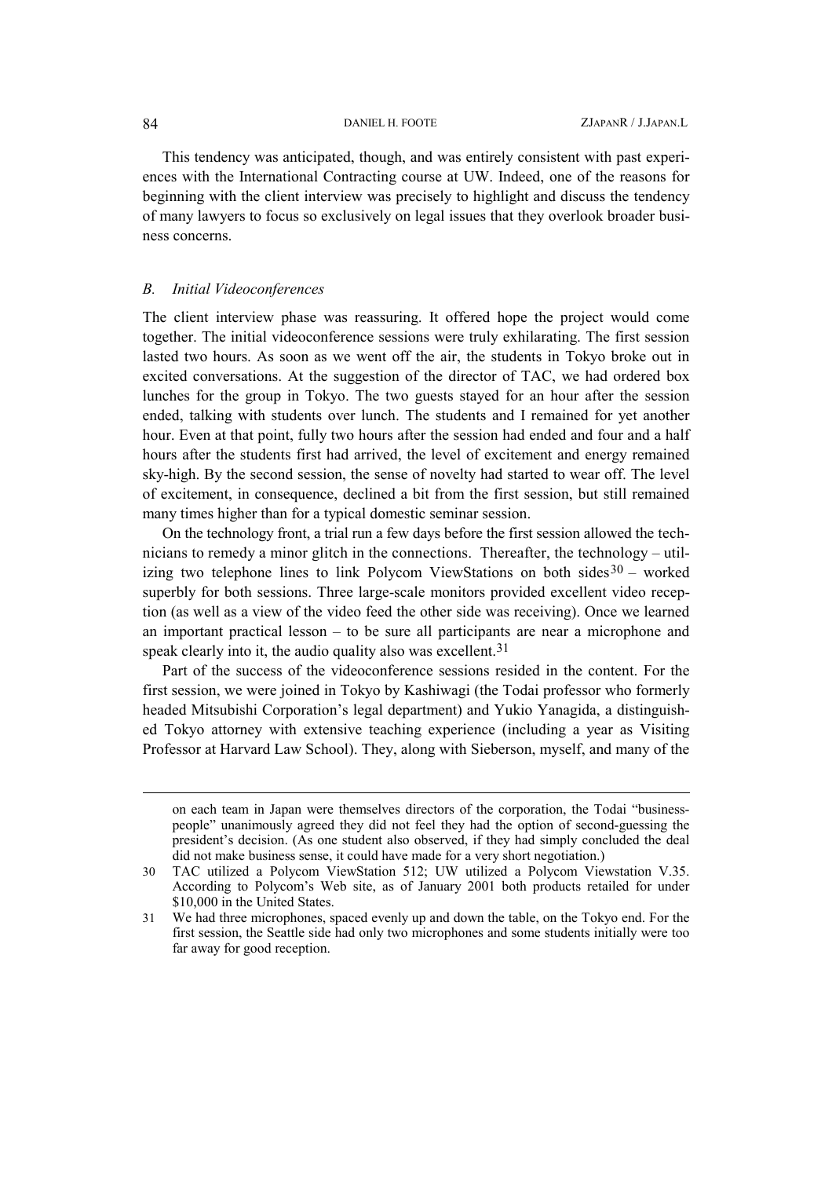This tendency was anticipated, though, and was entirely consistent with past experiences with the International Contracting course at UW. Indeed, one of the reasons for beginning with the client interview was precisely to highlight and discuss the tendency of many lawyers to focus so exclusively on legal issues that they overlook broader business concerns.

### *B. Initial Videoconferences*

The client interview phase was reassuring. It offered hope the project would come together. The initial videoconference sessions were truly exhilarating. The first session lasted two hours. As soon as we went off the air, the students in Tokyo broke out in excited conversations. At the suggestion of the director of TAC, we had ordered box lunches for the group in Tokyo. The two guests stayed for an hour after the session ended, talking with students over lunch. The students and I remained for yet another hour. Even at that point, fully two hours after the session had ended and four and a half hours after the students first had arrived, the level of excitement and energy remained sky-high. By the second session, the sense of novelty had started to wear off. The level of excitement, in consequence, declined a bit from the first session, but still remained many times higher than for a typical domestic seminar session.

On the technology front, a trial run a few days before the first session allowed the technicians to remedy a minor glitch in the connections. Thereafter, the technology – utilizing two telephone lines to link Polycom ViewStations on both sides[30] – worked superbly for both sessions. Three large-scale monitors provided excellent video reception (as well as a view of the video feed the other side was receiving). Once we learned an important practical lesson – to be sure all participants are near a microphone and speak clearly into it, the audio quality also was excellent.[31]

Part of the success of the videoconference sessions resided in the content. For the first session, we were joined in Tokyo by Kashiwagi (the Todai professor who formerly headed Mitsubishi Corporation's legal department) and Yukio Yanagida, a distinguished Tokyo attorney with extensive teaching experience (including a year as Visiting Professor at Harvard Law School). They, along with Sieberson, myself, and many of the

---

on each team in Japan were themselves directors of the corporation, the Todai "businesspeople" unanimously agreed they did not feel they had the option of second-guessing the president's decision. (As one student also observed, if they had simply concluded the deal did not make business sense, it could have made for a very short negotiation.)

30 TAC utilized a Polycom ViewStation 512; UW utilized a Polycom Viewstation V.35. According to Polycom's Web site, as of January 2001 both products retailed for under $10,000 in the United States.

31 We had three microphones, spaced evenly up and down the table, on the Tokyo end. For the first session, the Seattle side had only two microphones and some students initially were too far away for good reception.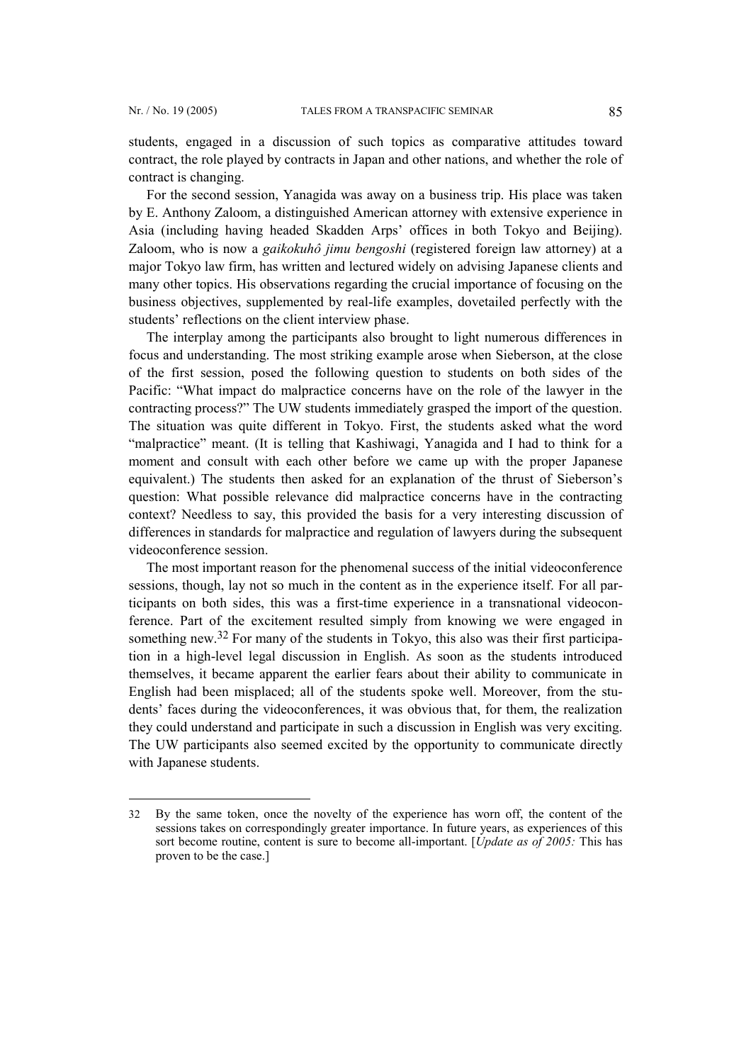students, engaged in a discussion of such topics as comparative attitudes toward contract, the role played by contracts in Japan and other nations, and whether the role of contract is changing.

For the second session, Yanagida was away on a business trip. His place was taken by E. Anthony Zaloom, a distinguished American attorney with extensive experience in Asia (including having headed Skadden Arps' offices in both Tokyo and Beijing). Zaloom, who is now a *gaikokuhô jimu bengoshi* (registered foreign law attorney) at a major Tokyo law firm, has written and lectured widely on advising Japanese clients and many other topics. His observations regarding the crucial importance of focusing on the business objectives, supplemented by real-life examples, dovetailed perfectly with the students' reflections on the client interview phase.

The interplay among the participants also brought to light numerous differences in focus and understanding. The most striking example arose when Sieberson, at the close of the first session, posed the following question to students on both sides of the Pacific: "What impact do malpractice concerns have on the role of the lawyer in the contracting process?" The UW students immediately grasped the import of the question. The situation was quite different in Tokyo. First, the students asked what the word "malpractice" meant. (It is telling that Kashiwagi, Yanagida and I had to think for a moment and consult with each other before we came up with the proper Japanese equivalent.) The students then asked for an explanation of the thrust of Sieberson's question: What possible relevance did malpractice concerns have in the contracting context? Needless to say, this provided the basis for a very interesting discussion of differences in standards for malpractice and regulation of lawyers during the subsequent videoconference session.

The most important reason for the phenomenal success of the initial videoconference sessions, though, lay not so much in the content as in the experience itself. For all participants on both sides, this was a first-time experience in a transnational videoconference. Part of the excitement resulted simply from knowing we were engaged in something new.[32] For many of the students in Tokyo, this also was their first participation in a high-level legal discussion in English. As soon as the students introduced themselves, it became apparent the earlier fears about their ability to communicate in English had been misplaced; all of the students spoke well. Moreover, from the students' faces during the videoconferences, it was obvious that, for them, the realization they could understand and participate in such a discussion in English was very exciting. The UW participants also seemed excited by the opportunity to communicate directly with Japanese students.

---

32 By the same token, once the novelty of the experience has worn off, the content of the sessions takes on correspondingly greater importance. In future years, as experiences of this sort become routine, content is sure to become all-important. [*Update as of 2005:* This has proven to be the case.]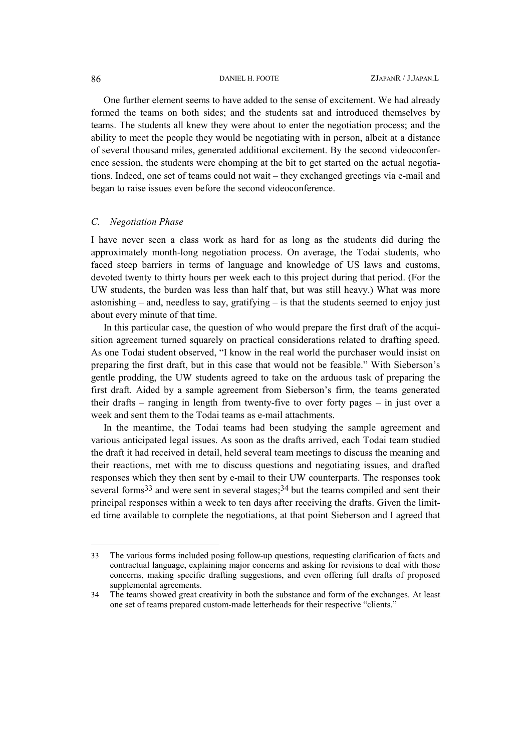One further element seems to have added to the sense of excitement. We had already formed the teams on both sides; and the students sat and introduced themselves by teams. The students all knew they were about to enter the negotiation process; and the ability to meet the people they would be negotiating with in person, albeit at a distance of several thousand miles, generated additional excitement. By the second videoconference session, the students were chomping at the bit to get started on the actual negotiations. Indeed, one set of teams could not wait – they exchanged greetings via e-mail and began to raise issues even before the second videoconference.

### *C. Negotiation Phase*

I have never seen a class work as hard for as long as the students did during the approximately month-long negotiation process. On average, the Todai students, who faced steep barriers in terms of language and knowledge of US laws and customs, devoted twenty to thirty hours per week each to this project during that period. (For the UW students, the burden was less than half that, but was still heavy.) What was more astonishing – and, needless to say, gratifying – is that the students seemed to enjoy just about every minute of that time.

In this particular case, the question of who would prepare the first draft of the acquisition agreement turned squarely on practical considerations related to drafting speed. As one Todai student observed, "I know in the real world the purchaser would insist on preparing the first draft, but in this case that would not be feasible." With Sieberson's gentle prodding, the UW students agreed to take on the arduous task of preparing the first draft. Aided by a sample agreement from Sieberson's firm, the teams generated their drafts – ranging in length from twenty-five to over forty pages – in just over a week and sent them to the Todai teams as e-mail attachments.

In the meantime, the Todai teams had been studying the sample agreement and various anticipated legal issues. As soon as the drafts arrived, each Todai team studied the draft it had received in detail, held several team meetings to discuss the meaning and their reactions, met with me to discuss questions and negotiating issues, and drafted responses which they then sent by e-mail to their UW counterparts. The responses took several forms[33] and were sent in several stages;[34] but the teams compiled and sent their principal responses within a week to ten days after receiving the drafts. Given the limited time available to complete the negotiations, at that point Sieberson and I agreed that

---

33 The various forms included posing follow-up questions, requesting clarification of facts and contractual language, explaining major concerns and asking for revisions to deal with those concerns, making specific drafting suggestions, and even offering full drafts of proposed supplemental agreements.

34 The teams showed great creativity in both the substance and form of the exchanges. At least one set of teams prepared custom-made letterheads for their respective "clients."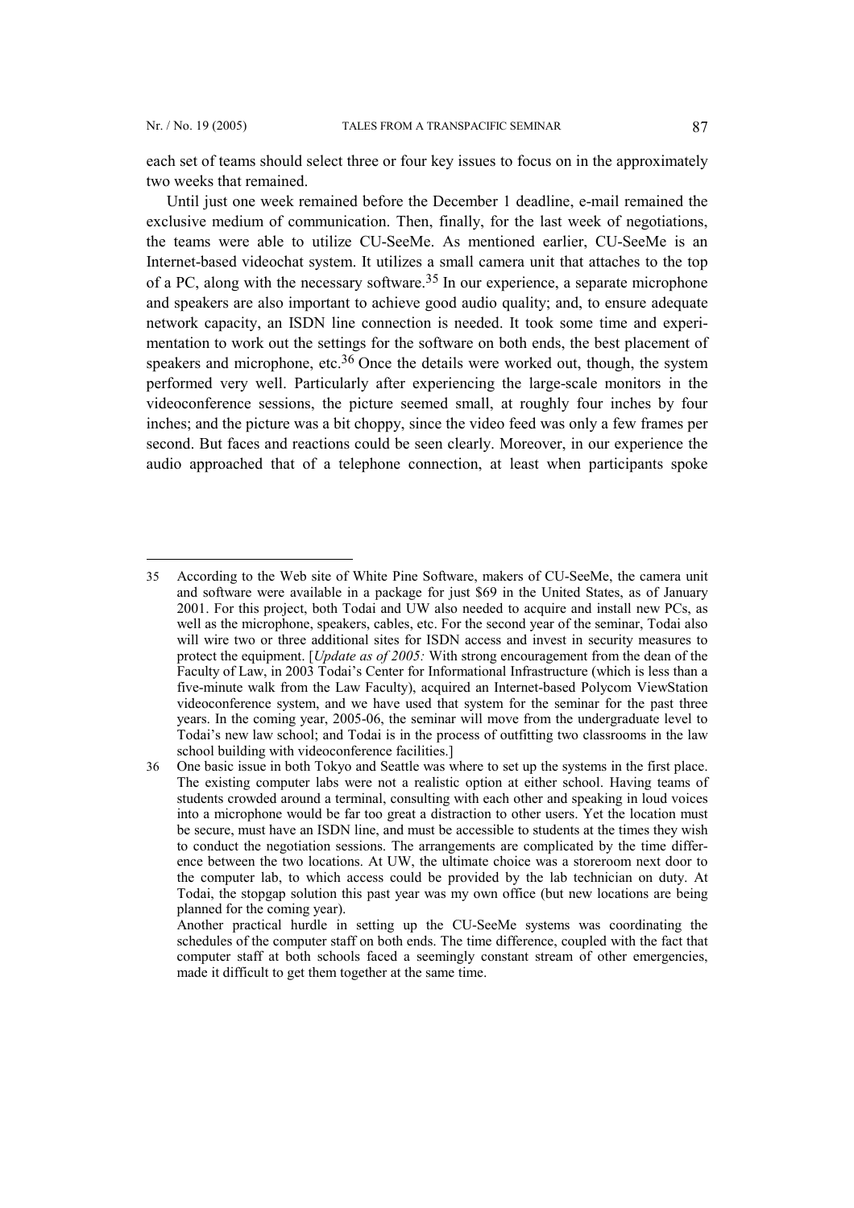each set of teams should select three or four key issues to focus on in the approximately two weeks that remained.

Until just one week remained before the December 1 deadline, e-mail remained the exclusive medium of communication. Then, finally, for the last week of negotiations, the teams were able to utilize CU-SeeMe. As mentioned earlier, CU-SeeMe is an Internet-based videochat system. It utilizes a small camera unit that attaches to the top of a PC, along with the necessary software.[35] In our experience, a separate microphone and speakers are also important to achieve good audio quality; and, to ensure adequate network capacity, an ISDN line connection is needed. It took some time and experimentation to work out the settings for the software on both ends, the best placement of speakers and microphone, etc.[36] Once the details were worked out, though, the system performed very well. Particularly after experiencing the large-scale monitors in the videoconference sessions, the picture seemed small, at roughly four inches by four inches; and the picture was a bit choppy, since the video feed was only a few frames per second. But faces and reactions could be seen clearly. Moreover, in our experience the audio approached that of a telephone connection, at least when participants spoke

---

35 According to the Web site of White Pine Software, makers of CU-SeeMe, the camera unit and software were available in a package for just $69 in the United States, as of January 2001. For this project, both Todai and UW also needed to acquire and install new PCs, as well as the microphone, speakers, cables, etc. For the second year of the seminar, Todai also will wire two or three additional sites for ISDN access and invest in security measures to protect the equipment. [*Update as of 2005:* With strong encouragement from the dean of the Faculty of Law, in 2003 Todai's Center for Informational Infrastructure (which is less than a five-minute walk from the Law Faculty), acquired an Internet-based Polycom ViewStation videoconference system, and we have used that system for the seminar for the past three years. In the coming year, 2005-06, the seminar will move from the undergraduate level to Todai's new law school; and Todai is in the process of outfitting two classrooms in the law school building with videoconference facilities.]

36 One basic issue in both Tokyo and Seattle was where to set up the systems in the first place. The existing computer labs were not a realistic option at either school. Having teams of students crowded around a terminal, consulting with each other and speaking in loud voices into a microphone would be far too great a distraction to other users. Yet the location must be secure, must have an ISDN line, and must be accessible to students at the times they wish to conduct the negotiation sessions. The arrangements are complicated by the time difference between the two locations. At UW, the ultimate choice was a storeroom next door to the computer lab, to which access could be provided by the lab technician on duty. At Todai, the stopgap solution this past year was my own office (but new locations are being planned for the coming year).
Another practical hurdle in setting up the CU-SeeMe systems was coordinating the schedules of the computer staff on both ends. The time difference, coupled with the fact that computer staff at both schools faced a seemingly constant stream of other emergencies, made it difficult to get them together at the same time.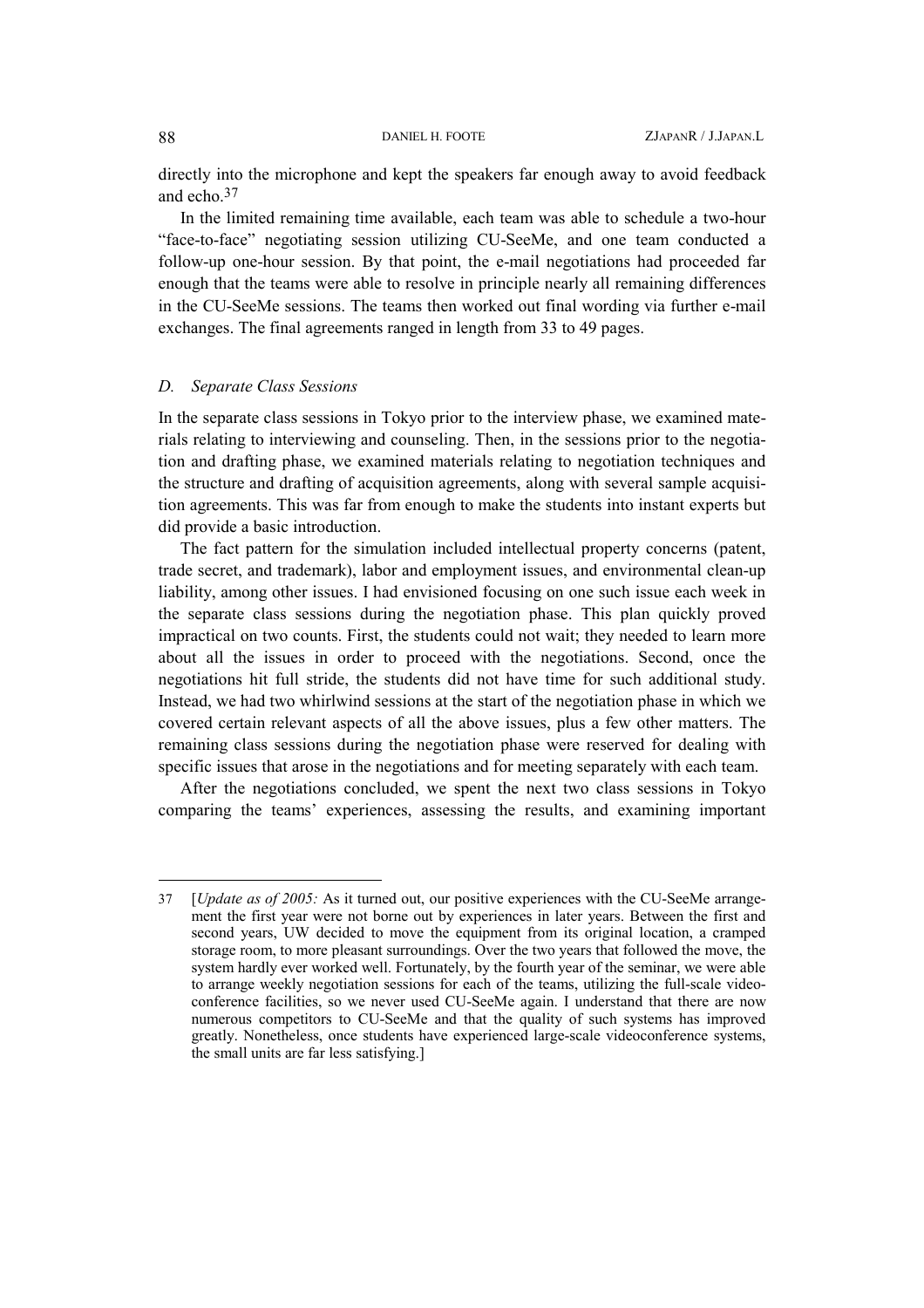directly into the microphone and kept the speakers far enough away to avoid feedback and echo.[37]

In the limited remaining time available, each team was able to schedule a two-hour "face-to-face" negotiating session utilizing CU-SeeMe, and one team conducted a follow-up one-hour session. By that point, the e-mail negotiations had proceeded far enough that the teams were able to resolve in principle nearly all remaining differences in the CU-SeeMe sessions. The teams then worked out final wording via further e-mail exchanges. The final agreements ranged in length from 33 to 49 pages.

### *D. Separate Class Sessions*

In the separate class sessions in Tokyo prior to the interview phase, we examined materials relating to interviewing and counseling. Then, in the sessions prior to the negotiation and drafting phase, we examined materials relating to negotiation techniques and the structure and drafting of acquisition agreements, along with several sample acquisition agreements. This was far from enough to make the students into instant experts but did provide a basic introduction.

The fact pattern for the simulation included intellectual property concerns (patent, trade secret, and trademark), labor and employment issues, and environmental clean-up liability, among other issues. I had envisioned focusing on one such issue each week in the separate class sessions during the negotiation phase. This plan quickly proved impractical on two counts. First, the students could not wait; they needed to learn more about all the issues in order to proceed with the negotiations. Second, once the negotiations hit full stride, the students did not have time for such additional study. Instead, we had two whirlwind sessions at the start of the negotiation phase in which we covered certain relevant aspects of all the above issues, plus a few other matters. The remaining class sessions during the negotiation phase were reserved for dealing with specific issues that arose in the negotiations and for meeting separately with each team.

After the negotiations concluded, we spent the next two class sessions in Tokyo comparing the teams' experiences, assessing the results, and examining important

---

37 [*Update as of 2005:* As it turned out, our positive experiences with the CU-SeeMe arrangement the first year were not borne out by experiences in later years. Between the first and second years, UW decided to move the equipment from its original location, a cramped storage room, to more pleasant surroundings. Over the two years that followed the move, the system hardly ever worked well. Fortunately, by the fourth year of the seminar, we were able to arrange weekly negotiation sessions for each of the teams, utilizing the full-scale videoconference facilities, so we never used CU-SeeMe again. I understand that there are now numerous competitors to CU-SeeMe and that the quality of such systems has improved greatly. Nonetheless, once students have experienced large-scale videoconference systems, the small units are far less satisfying.]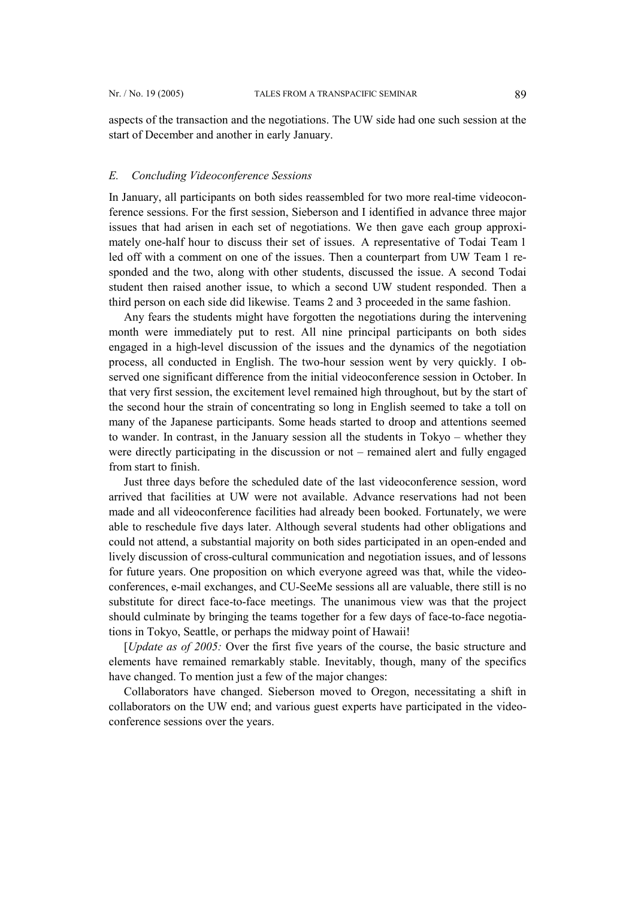aspects of the transaction and the negotiations. The UW side had one such session at the start of December and another in early January.

### *E. Concluding Videoconference Sessions*

In January, all participants on both sides reassembled for two more real-time videoconference sessions. For the first session, Sieberson and I identified in advance three major issues that had arisen in each set of negotiations. We then gave each group approximately one-half hour to discuss their set of issues. A representative of Todai Team 1 led off with a comment on one of the issues. Then a counterpart from UW Team 1 responded and the two, along with other students, discussed the issue. A second Todai student then raised another issue, to which a second UW student responded. Then a third person on each side did likewise. Teams 2 and 3 proceeded in the same fashion.

Any fears the students might have forgotten the negotiations during the intervening month were immediately put to rest. All nine principal participants on both sides engaged in a high-level discussion of the issues and the dynamics of the negotiation process, all conducted in English. The two-hour session went by very quickly. I observed one significant difference from the initial videoconference session in October. In that very first session, the excitement level remained high throughout, but by the start of the second hour the strain of concentrating so long in English seemed to take a toll on many of the Japanese participants. Some heads started to droop and attentions seemed to wander. In contrast, in the January session all the students in Tokyo – whether they were directly participating in the discussion or not – remained alert and fully engaged from start to finish.

Just three days before the scheduled date of the last videoconference session, word arrived that facilities at UW were not available. Advance reservations had not been made and all videoconference facilities had already been booked. Fortunately, we were able to reschedule five days later. Although several students had other obligations and could not attend, a substantial majority on both sides participated in an open-ended and lively discussion of cross-cultural communication and negotiation issues, and of lessons for future years. One proposition on which everyone agreed was that, while the videoconferences, e-mail exchanges, and CU-SeeMe sessions all are valuable, there still is no substitute for direct face-to-face meetings. The unanimous view was that the project should culminate by bringing the teams together for a few days of face-to-face negotiations in Tokyo, Seattle, or perhaps the midway point of Hawaii!

[*Update as of 2005:* Over the first five years of the course, the basic structure and elements have remained remarkably stable. Inevitably, though, many of the specifics have changed. To mention just a few of the major changes:

Collaborators have changed. Sieberson moved to Oregon, necessitating a shift in collaborators on the UW end; and various guest experts have participated in the videoconference sessions over the years.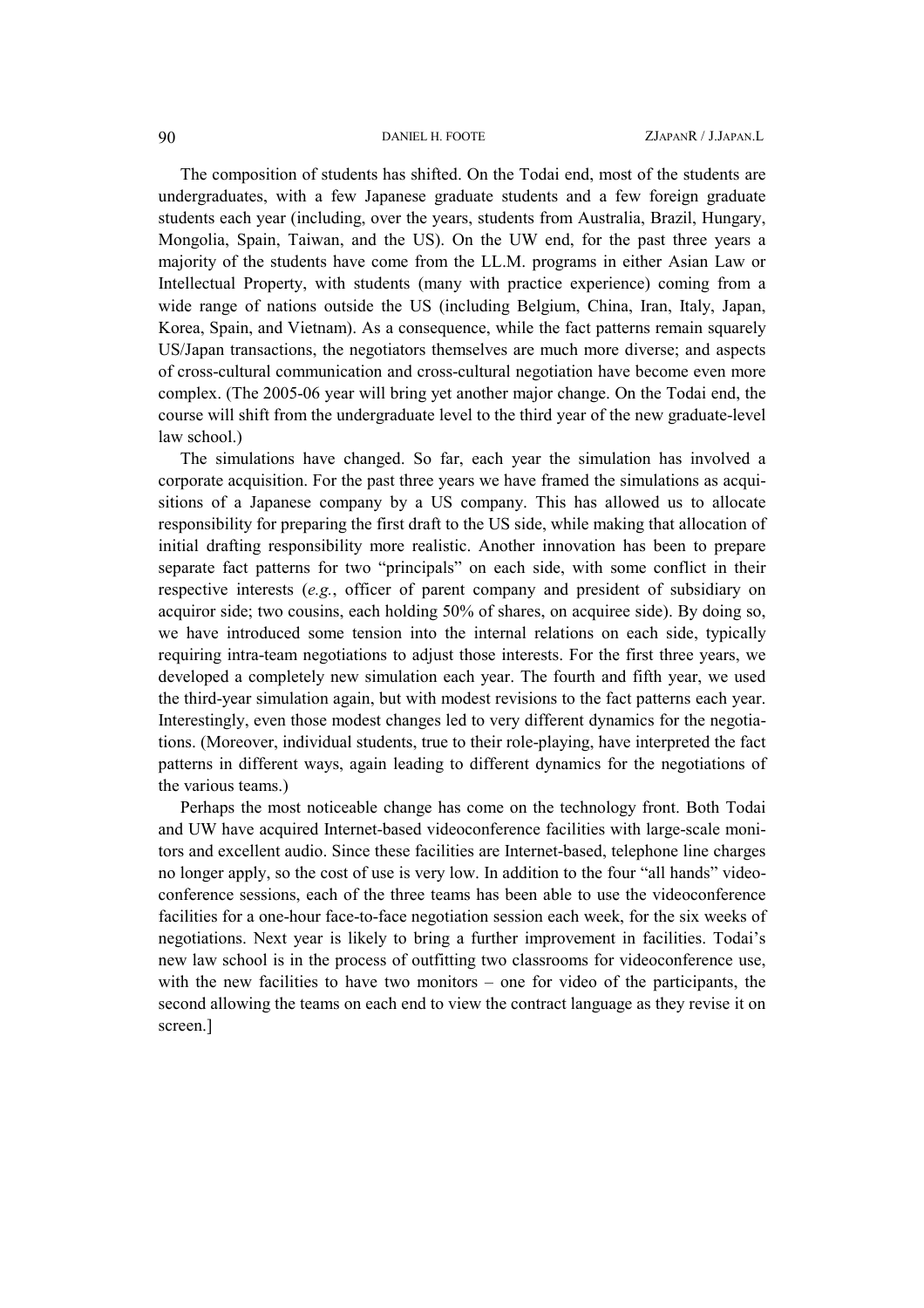The composition of students has shifted. On the Todai end, most of the students are undergraduates, with a few Japanese graduate students and a few foreign graduate students each year (including, over the years, students from Australia, Brazil, Hungary, Mongolia, Spain, Taiwan, and the US). On the UW end, for the past three years a majority of the students have come from the LL.M. programs in either Asian Law or Intellectual Property, with students (many with practice experience) coming from a wide range of nations outside the US (including Belgium, China, Iran, Italy, Japan, Korea, Spain, and Vietnam). As a consequence, while the fact patterns remain squarely US/Japan transactions, the negotiators themselves are much more diverse; and aspects of cross-cultural communication and cross-cultural negotiation have become even more complex. (The 2005-06 year will bring yet another major change. On the Todai end, the course will shift from the undergraduate level to the third year of the new graduate-level law school.)

The simulations have changed. So far, each year the simulation has involved a corporate acquisition. For the past three years we have framed the simulations as acquisitions of a Japanese company by a US company. This has allowed us to allocate responsibility for preparing the first draft to the US side, while making that allocation of initial drafting responsibility more realistic. Another innovation has been to prepare separate fact patterns for two "principals" on each side, with some conflict in their respective interests (*e.g.*, officer of parent company and president of subsidiary on acquiror side; two cousins, each holding 50% of shares, on acquiree side). By doing so, we have introduced some tension into the internal relations on each side, typically requiring intra-team negotiations to adjust those interests. For the first three years, we developed a completely new simulation each year. The fourth and fifth year, we used the third-year simulation again, but with modest revisions to the fact patterns each year. Interestingly, even those modest changes led to very different dynamics for the negotiations. (Moreover, individual students, true to their role-playing, have interpreted the fact patterns in different ways, again leading to different dynamics for the negotiations of the various teams.)

Perhaps the most noticeable change has come on the technology front. Both Todai and UW have acquired Internet-based videoconference facilities with large-scale monitors and excellent audio. Since these facilities are Internet-based, telephone line charges no longer apply, so the cost of use is very low. In addition to the four "all hands" videoconference sessions, each of the three teams has been able to use the videoconference facilities for a one-hour face-to-face negotiation session each week, for the six weeks of negotiations. Next year is likely to bring a further improvement in facilities. Todai's new law school is in the process of outfitting two classrooms for videoconference use, with the new facilities to have two monitors – one for video of the participants, the second allowing the teams on each end to view the contract language as they revise it on screen.]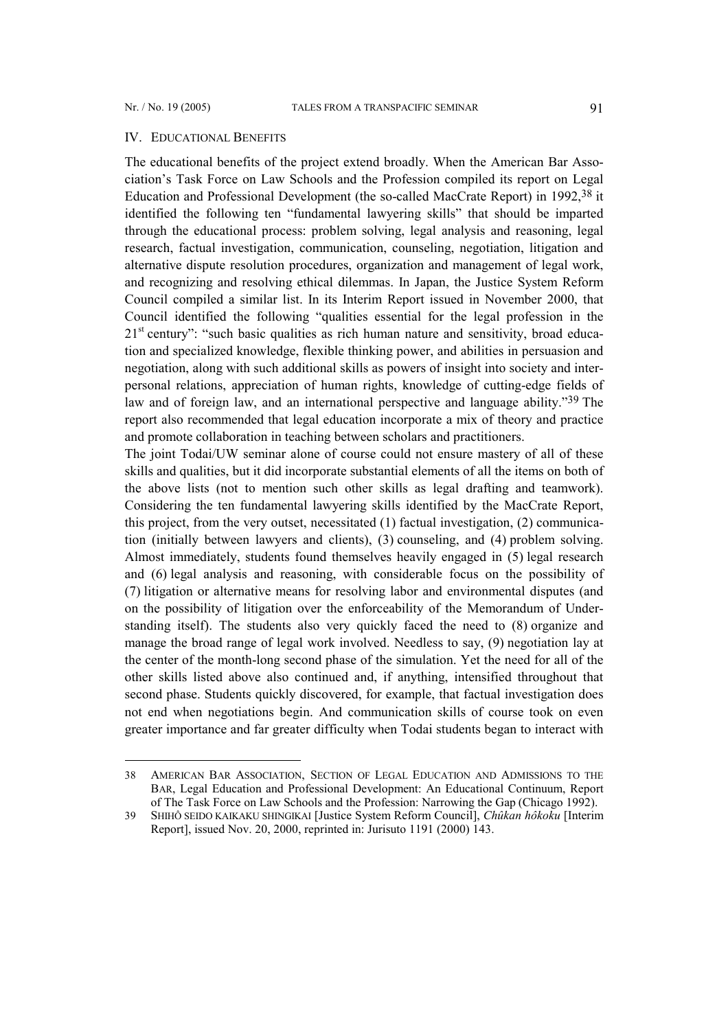## IV. Educational Benefits

The educational benefits of the project extend broadly. When the American Bar Association's Task Force on Law Schools and the Profession compiled its report on Legal Education and Professional Development (the so-called MacCrate Report) in 1992,[38] it identified the following ten "fundamental lawyering skills" that should be imparted through the educational process: problem solving, legal analysis and reasoning, legal research, factual investigation, communication, counseling, negotiation, litigation and alternative dispute resolution procedures, organization and management of legal work, and recognizing and resolving ethical dilemmas. In Japan, the Justice System Reform Council compiled a similar list. In its Interim Report issued in November 2000, that Council identified the following "qualities essential for the legal profession in the 21st century": "such basic qualities as rich human nature and sensitivity, broad education and specialized knowledge, flexible thinking power, and abilities in persuasion and negotiation, along with such additional skills as powers of insight into society and interpersonal relations, appreciation of human rights, knowledge of cutting-edge fields of law and of foreign law, and an international perspective and language ability."[39] The report also recommended that legal education incorporate a mix of theory and practice and promote collaboration in teaching between scholars and practitioners.

The joint Todai/UW seminar alone of course could not ensure mastery of all of these skills and qualities, but it did incorporate substantial elements of all the items on both of the above lists (not to mention such other skills as legal drafting and teamwork). Considering the ten fundamental lawyering skills identified by the MacCrate Report, this project, from the very outset, necessitated (1) factual investigation, (2) communication (initially between lawyers and clients), (3) counseling, and (4) problem solving. Almost immediately, students found themselves heavily engaged in (5) legal research and (6) legal analysis and reasoning, with considerable focus on the possibility of (7) litigation or alternative means for resolving labor and environmental disputes (and on the possibility of litigation over the enforceability of the Memorandum of Understanding itself). The students also very quickly faced the need to (8) organize and manage the broad range of legal work involved. Needless to say, (9) negotiation lay at the center of the month-long second phase of the simulation. Yet the need for all of the other skills listed above also continued and, if anything, intensified throughout that second phase. Students quickly discovered, for example, that factual investigation does not end when negotiations begin. And communication skills of course took on even greater importance and far greater difficulty when Todai students began to interact with

---

38 AMERICAN BAR ASSOCIATION, SECTION OF LEGAL EDUCATION AND ADMISSIONS TO THE BAR, Legal Education and Professional Development: An Educational Continuum, Report of The Task Force on Law Schools and the Profession: Narrowing the Gap (Chicago 1992).

39 SHIHÔ SEIDO KAIKAKU SHINGIKAI [Justice System Reform Council], *Chûkan hôkoku* [Interim Report], issued Nov. 20, 2000, reprinted in: Jurisuto 1191 (2000) 143.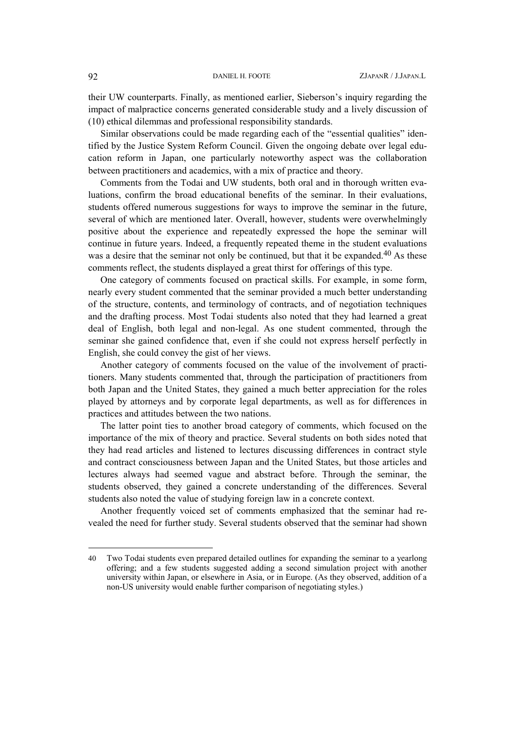their UW counterparts. Finally, as mentioned earlier, Sieberson's inquiry regarding the impact of malpractice concerns generated considerable study and a lively discussion of (10) ethical dilemmas and professional responsibility standards.

Similar observations could be made regarding each of the "essential qualities" identified by the Justice System Reform Council. Given the ongoing debate over legal education reform in Japan, one particularly noteworthy aspect was the collaboration between practitioners and academics, with a mix of practice and theory.

Comments from the Todai and UW students, both oral and in thorough written evaluations, confirm the broad educational benefits of the seminar. In their evaluations, students offered numerous suggestions for ways to improve the seminar in the future, several of which are mentioned later. Overall, however, students were overwhelmingly positive about the experience and repeatedly expressed the hope the seminar will continue in future years. Indeed, a frequently repeated theme in the student evaluations was a desire that the seminar not only be continued, but that it be expanded.[40] As these comments reflect, the students displayed a great thirst for offerings of this type.

One category of comments focused on practical skills. For example, in some form, nearly every student commented that the seminar provided a much better understanding of the structure, contents, and terminology of contracts, and of negotiation techniques and the drafting process. Most Todai students also noted that they had learned a great deal of English, both legal and non-legal. As one student commented, through the seminar she gained confidence that, even if she could not express herself perfectly in English, she could convey the gist of her views.

Another category of comments focused on the value of the involvement of practitioners. Many students commented that, through the participation of practitioners from both Japan and the United States, they gained a much better appreciation for the roles played by attorneys and by corporate legal departments, as well as for differences in practices and attitudes between the two nations.

The latter point ties to another broad category of comments, which focused on the importance of the mix of theory and practice. Several students on both sides noted that they had read articles and listened to lectures discussing differences in contract style and contract consciousness between Japan and the United States, but those articles and lectures always had seemed vague and abstract before. Through the seminar, the students observed, they gained a concrete understanding of the differences. Several students also noted the value of studying foreign law in a concrete context.

Another frequently voiced set of comments emphasized that the seminar had revealed the need for further study. Several students observed that the seminar had shown

---

40 Two Todai students even prepared detailed outlines for expanding the seminar to a yearlong offering; and a few students suggested adding a second simulation project with another university within Japan, or elsewhere in Asia, or in Europe. (As they observed, addition of a non-US university would enable further comparison of negotiating styles.)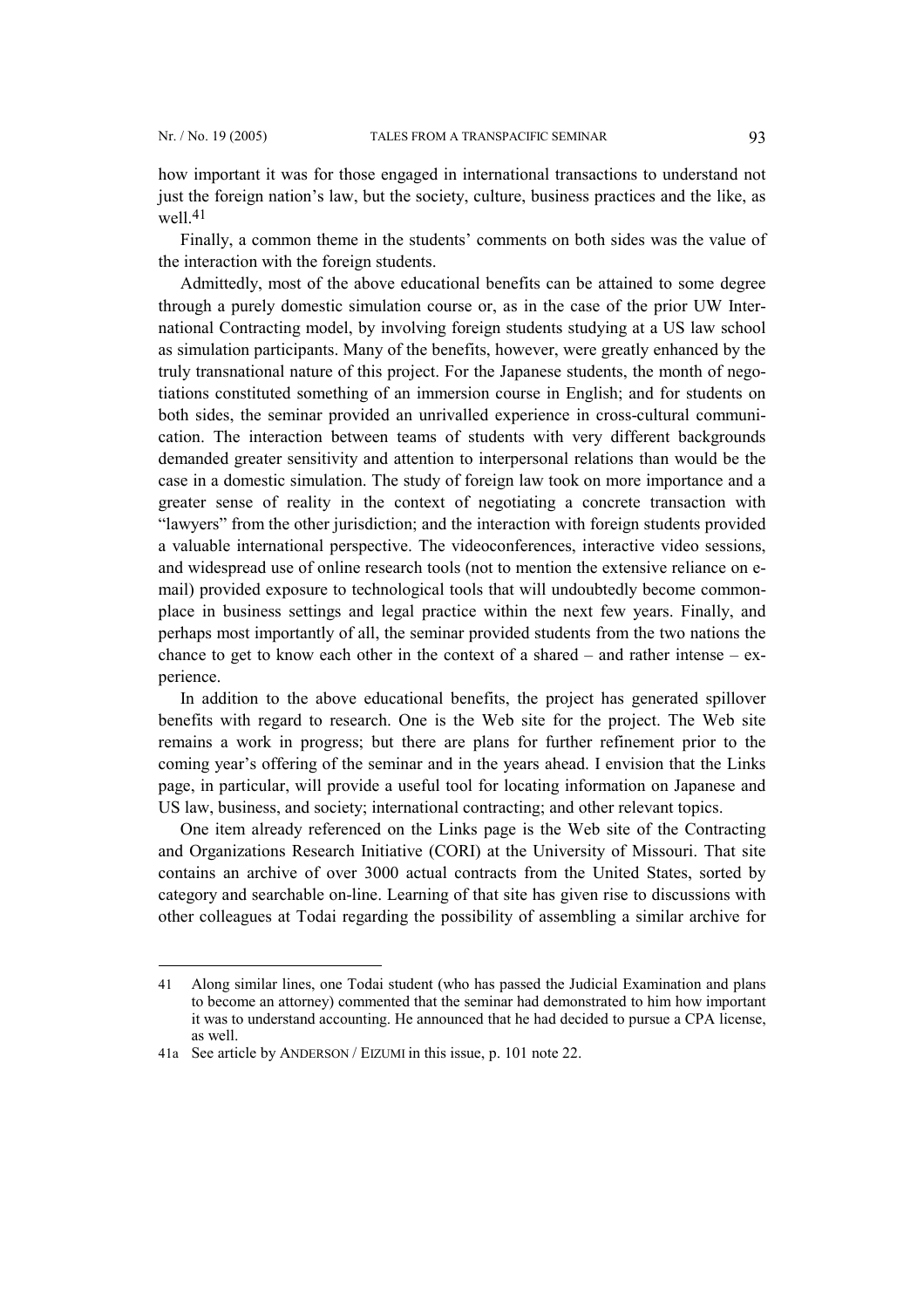how important it was for those engaged in international transactions to understand not just the foreign nation's law, but the society, culture, business practices and the like, as well.[41]

Finally, a common theme in the students' comments on both sides was the value of the interaction with the foreign students.

Admittedly, most of the above educational benefits can be attained to some degree through a purely domestic simulation course or, as in the case of the prior UW International Contracting model, by involving foreign students studying at a US law school as simulation participants. Many of the benefits, however, were greatly enhanced by the truly transnational nature of this project. For the Japanese students, the month of negotiations constituted something of an immersion course in English; and for students on both sides, the seminar provided an unrivalled experience in cross-cultural communication. The interaction between teams of students with very different backgrounds demanded greater sensitivity and attention to interpersonal relations than would be the case in a domestic simulation. The study of foreign law took on more importance and a greater sense of reality in the context of negotiating a concrete transaction with "lawyers" from the other jurisdiction; and the interaction with foreign students provided a valuable international perspective. The videoconferences, interactive video sessions, and widespread use of online research tools (not to mention the extensive reliance on e-mail) provided exposure to technological tools that will undoubtedly become commonplace in business settings and legal practice within the next few years. Finally, and perhaps most importantly of all, the seminar provided students from the two nations the chance to get to know each other in the context of a shared – and rather intense – experience.

In addition to the above educational benefits, the project has generated spillover benefits with regard to research. One is the Web site for the project. The Web site remains a work in progress; but there are plans for further refinement prior to the coming year's offering of the seminar and in the years ahead. I envision that the Links page, in particular, will provide a useful tool for locating information on Japanese and US law, business, and society; international contracting; and other relevant topics.

One item already referenced on the Links page is the Web site of the Contracting and Organizations Research Initiative (CORI) at the University of Missouri. That site contains an archive of over 3000 actual contracts from the United States, sorted by category and searchable on-line. Learning of that site has given rise to discussions with other colleagues at Todai regarding the possibility of assembling a similar archive for

---

41 Along similar lines, one Todai student (who has passed the Judicial Examination and plans to become an attorney) commented that the seminar had demonstrated to him how important it was to understand accounting. He announced that he had decided to pursue a CPA license, as well.

41a See article by ANDERSON / EIZUMI in this issue, p. 101 note 22.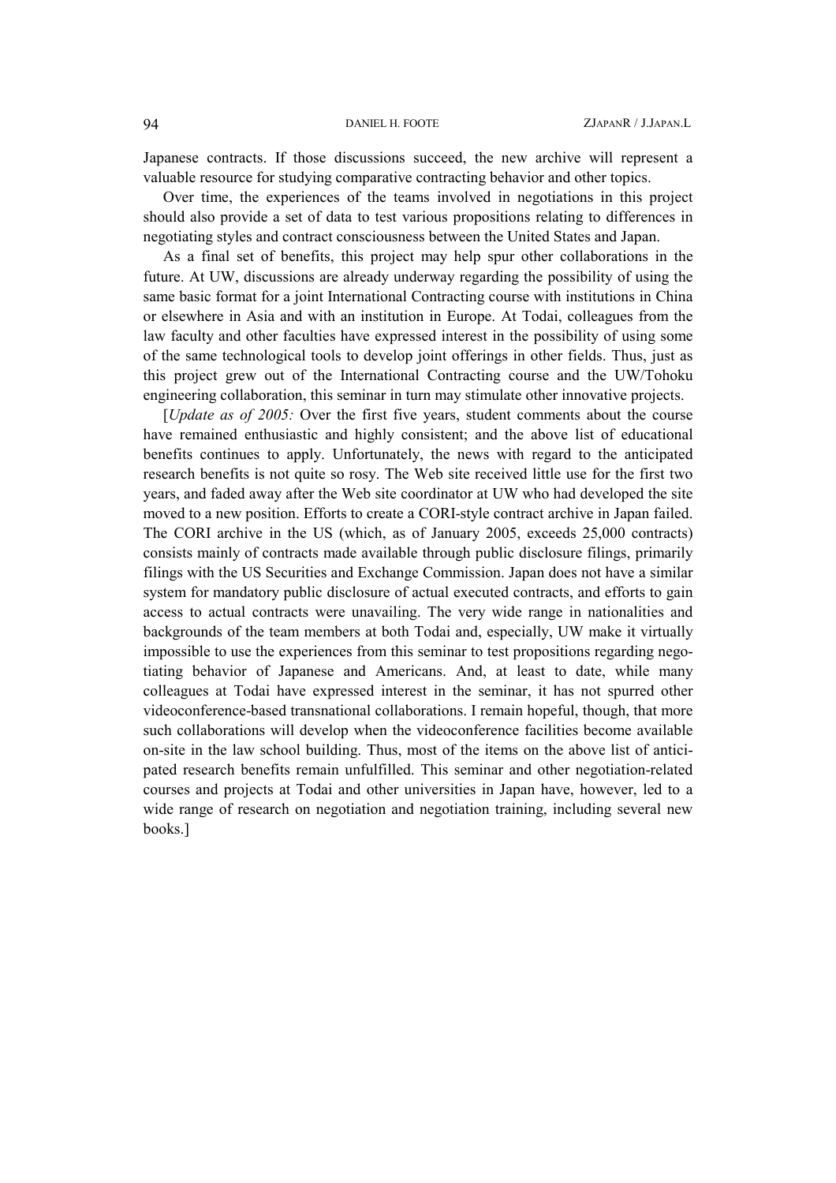Japanese contracts. If those discussions succeed, the new archive will represent a valuable resource for studying comparative contracting behavior and other topics.

Over time, the experiences of the teams involved in negotiations in this project should also provide a set of data to test various propositions relating to differences in negotiating styles and contract consciousness between the United States and Japan.

As a final set of benefits, this project may help spur other collaborations in the future. At UW, discussions are already underway regarding the possibility of using the same basic format for a joint International Contracting course with institutions in China or elsewhere in Asia and with an institution in Europe. At Todai, colleagues from the law faculty and other faculties have expressed interest in the possibility of using some of the same technological tools to develop joint offerings in other fields. Thus, just as this project grew out of the International Contracting course and the UW/Tohoku engineering collaboration, this seminar in turn may stimulate other innovative projects.

[*Update as of 2005:* Over the first five years, student comments about the course have remained enthusiastic and highly consistent; and the above list of educational benefits continues to apply. Unfortunately, the news with regard to the anticipated research benefits is not quite so rosy. The Web site received little use for the first two years, and faded away after the Web site coordinator at UW who had developed the site moved to a new position. Efforts to create a CORI-style contract archive in Japan failed. The CORI archive in the US (which, as of January 2005, exceeds 25,000 contracts) consists mainly of contracts made available through public disclosure filings, primarily filings with the US Securities and Exchange Commission. Japan does not have a similar system for mandatory public disclosure of actual executed contracts, and efforts to gain access to actual contracts were unavailing. The very wide range in nationalities and backgrounds of the team members at both Todai and, especially, UW make it virtually impossible to use the experiences from this seminar to test propositions regarding negotiating behavior of Japanese and Americans. And, at least to date, while many colleagues at Todai have expressed interest in the seminar, it has not spurred other videoconference-based transnational collaborations. I remain hopeful, though, that more such collaborations will develop when the videoconference facilities become available on-site in the law school building. Thus, most of the items on the above list of anticipated research benefits remain unfulfilled. This seminar and other negotiation-related courses and projects at Todai and other universities in Japan have, however, led to a wide range of research on negotiation and negotiation training, including several new books.]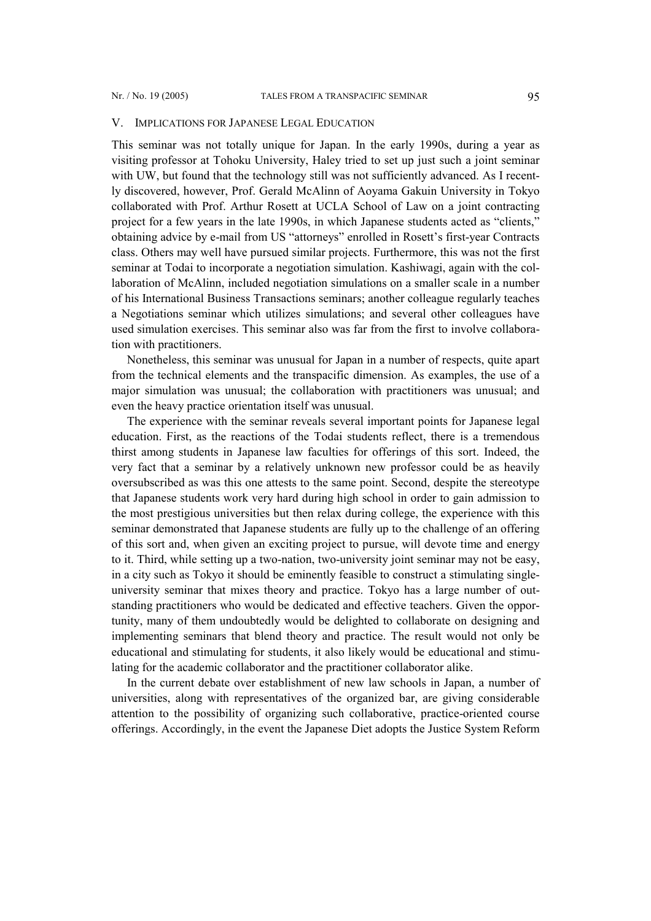## V. IMPLICATIONS FOR JAPANESE LEGAL EDUCATION

This seminar was not totally unique for Japan. In the early 1990s, during a year as visiting professor at Tohoku University, Haley tried to set up just such a joint seminar with UW, but found that the technology still was not sufficiently advanced. As I recently discovered, however, Prof. Gerald McAlinn of Aoyama Gakuin University in Tokyo collaborated with Prof. Arthur Rosett at UCLA School of Law on a joint contracting project for a few years in the late 1990s, in which Japanese students acted as "clients," obtaining advice by e-mail from US "attorneys" enrolled in Rosett's first-year Contracts class. Others may well have pursued similar projects. Furthermore, this was not the first seminar at Todai to incorporate a negotiation simulation. Kashiwagi, again with the collaboration of McAlinn, included negotiation simulations on a smaller scale in a number of his International Business Transactions seminars; another colleague regularly teaches a Negotiations seminar which utilizes simulations; and several other colleagues have used simulation exercises. This seminar also was far from the first to involve collaboration with practitioners.

Nonetheless, this seminar was unusual for Japan in a number of respects, quite apart from the technical elements and the transpacific dimension. As examples, the use of a major simulation was unusual; the collaboration with practitioners was unusual; and even the heavy practice orientation itself was unusual.

The experience with the seminar reveals several important points for Japanese legal education. First, as the reactions of the Todai students reflect, there is a tremendous thirst among students in Japanese law faculties for offerings of this sort. Indeed, the very fact that a seminar by a relatively unknown new professor could be as heavily oversubscribed as was this one attests to the same point. Second, despite the stereotype that Japanese students work very hard during high school in order to gain admission to the most prestigious universities but then relax during college, the experience with this seminar demonstrated that Japanese students are fully up to the challenge of an offering of this sort and, when given an exciting project to pursue, will devote time and energy to it. Third, while setting up a two-nation, two-university joint seminar may not be easy, in a city such as Tokyo it should be eminently feasible to construct a stimulating single-university seminar that mixes theory and practice. Tokyo has a large number of outstanding practitioners who would be dedicated and effective teachers. Given the opportunity, many of them undoubtedly would be delighted to collaborate on designing and implementing seminars that blend theory and practice. The result would not only be educational and stimulating for students, it also likely would be educational and stimulating for the academic collaborator and the practitioner collaborator alike.

In the current debate over establishment of new law schools in Japan, a number of universities, along with representatives of the organized bar, are giving considerable attention to the possibility of organizing such collaborative, practice-oriented course offerings. Accordingly, in the event the Japanese Diet adopts the Justice System Reform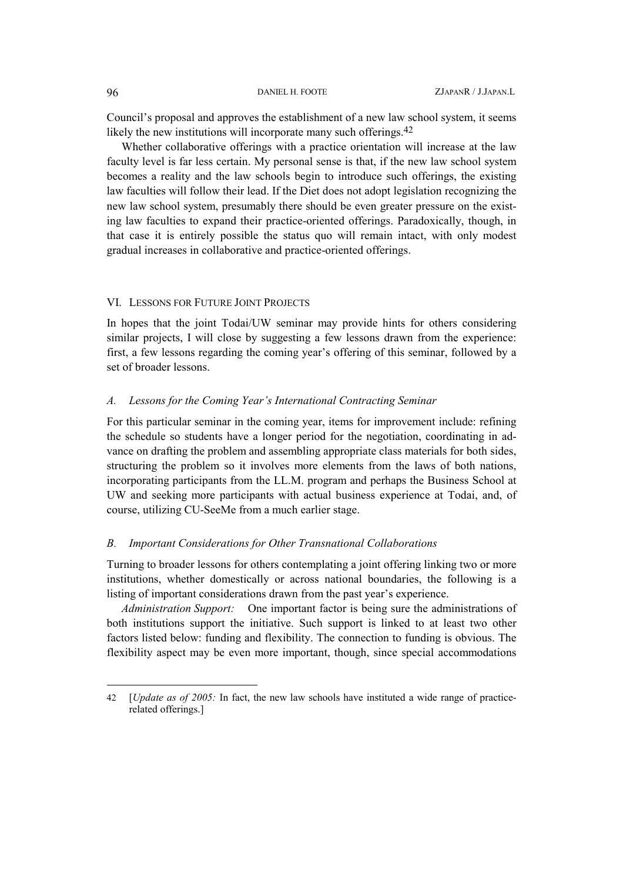Council's proposal and approves the establishment of a new law school system, it seems likely the new institutions will incorporate many such offerings.[42]

Whether collaborative offerings with a practice orientation will increase at the law faculty level is far less certain. My personal sense is that, if the new law school system becomes a reality and the law schools begin to introduce such offerings, the existing law faculties will follow their lead. If the Diet does not adopt legislation recognizing the new law school system, presumably there should be even greater pressure on the existing law faculties to expand their practice-oriented offerings. Paradoxically, though, in that case it is entirely possible the status quo will remain intact, with only modest gradual increases in collaborative and practice-oriented offerings.

## VI. LESSONS FOR FUTURE JOINT PROJECTS

In hopes that the joint Todai/UW seminar may provide hints for others considering similar projects, I will close by suggesting a few lessons drawn from the experience: first, a few lessons regarding the coming year's offering of this seminar, followed by a set of broader lessons.

### *A. Lessons for the Coming Year's International Contracting Seminar*

For this particular seminar in the coming year, items for improvement include: refining the schedule so students have a longer period for the negotiation, coordinating in advance on drafting the problem and assembling appropriate class materials for both sides, structuring the problem so it involves more elements from the laws of both nations, incorporating participants from the LL.M. program and perhaps the Business School at UW and seeking more participants with actual business experience at Todai, and, of course, utilizing CU-SeeMe from a much earlier stage.

### *B. Important Considerations for Other Transnational Collaborations*

Turning to broader lessons for others contemplating a joint offering linking two or more institutions, whether domestically or across national boundaries, the following is a listing of important considerations drawn from the past year's experience.

*Administration Support:* One important factor is being sure the administrations of both institutions support the initiative. Such support is linked to at least two other factors listed below: funding and flexibility. The connection to funding is obvious. The flexibility aspect may be even more important, though, since special accommodations

---

42 [*Update as of 2005:* In fact, the new law schools have instituted a wide range of practice-related offerings.]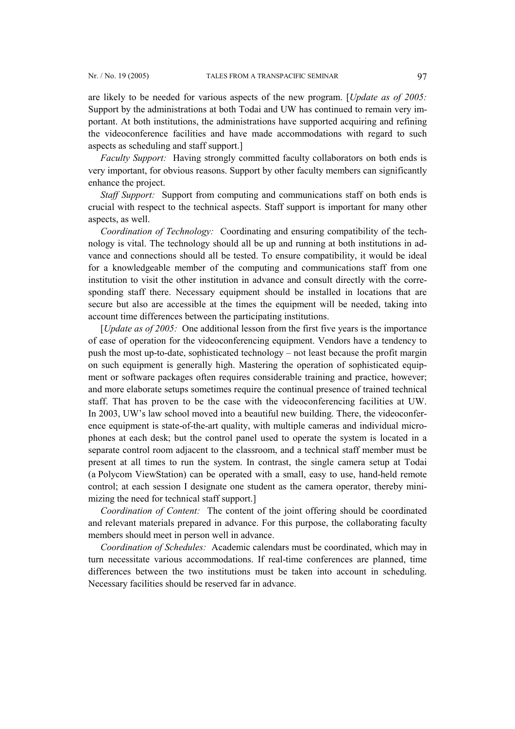are likely to be needed for various aspects of the new program. [*Update as of 2005:* Support by the administrations at both Todai and UW has continued to remain very important. At both institutions, the administrations have supported acquiring and refining the videoconference facilities and have made accommodations with regard to such aspects as scheduling and staff support.]

*Faculty Support:* Having strongly committed faculty collaborators on both ends is very important, for obvious reasons. Support by other faculty members can significantly enhance the project.

*Staff Support:* Support from computing and communications staff on both ends is crucial with respect to the technical aspects. Staff support is important for many other aspects, as well.

*Coordination of Technology:* Coordinating and ensuring compatibility of the technology is vital. The technology should all be up and running at both institutions in advance and connections should all be tested. To ensure compatibility, it would be ideal for a knowledgeable member of the computing and communications staff from one institution to visit the other institution in advance and consult directly with the corresponding staff there. Necessary equipment should be installed in locations that are secure but also are accessible at the times the equipment will be needed, taking into account time differences between the participating institutions.

[*Update as of 2005:* One additional lesson from the first five years is the importance of ease of operation for the videoconferencing equipment. Vendors have a tendency to push the most up-to-date, sophisticated technology – not least because the profit margin on such equipment is generally high. Mastering the operation of sophisticated equipment or software packages often requires considerable training and practice, however; and more elaborate setups sometimes require the continual presence of trained technical staff. That has proven to be the case with the videoconferencing facilities at UW. In 2003, UW's law school moved into a beautiful new building. There, the videoconference equipment is state-of-the-art quality, with multiple cameras and individual microphones at each desk; but the control panel used to operate the system is located in a separate control room adjacent to the classroom, and a technical staff member must be present at all times to run the system. In contrast, the single camera setup at Todai (a Polycom ViewStation) can be operated with a small, easy to use, hand-held remote control; at each session I designate one student as the camera operator, thereby minimizing the need for technical staff support.]

*Coordination of Content:* The content of the joint offering should be coordinated and relevant materials prepared in advance. For this purpose, the collaborating faculty members should meet in person well in advance.

*Coordination of Schedules:* Academic calendars must be coordinated, which may in turn necessitate various accommodations. If real-time conferences are planned, time differences between the two institutions must be taken into account in scheduling. Necessary facilities should be reserved far in advance.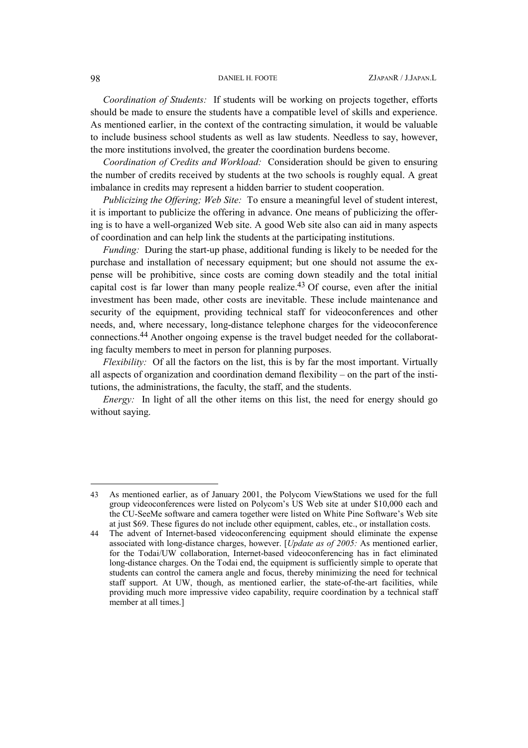*Coordination of Students:* If students will be working on projects together, efforts should be made to ensure the students have a compatible level of skills and experience. As mentioned earlier, in the context of the contracting simulation, it would be valuable to include business school students as well as law students. Needless to say, however, the more institutions involved, the greater the coordination burdens become.

*Coordination of Credits and Workload:* Consideration should be given to ensuring the number of credits received by students at the two schools is roughly equal. A great imbalance in credits may represent a hidden barrier to student cooperation.

*Publicizing the Offering; Web Site:* To ensure a meaningful level of student interest, it is important to publicize the offering in advance. One means of publicizing the offering is to have a well-organized Web site. A good Web site also can aid in many aspects of coordination and can help link the students at the participating institutions.

*Funding:* During the start-up phase, additional funding is likely to be needed for the purchase and installation of necessary equipment; but one should not assume the expense will be prohibitive, since costs are coming down steadily and the total initial capital cost is far lower than many people realize.[43] Of course, even after the initial investment has been made, other costs are inevitable. These include maintenance and security of the equipment, providing technical staff for videoconferences and other needs, and, where necessary, long-distance telephone charges for the videoconference connections.[44] Another ongoing expense is the travel budget needed for the collaborating faculty members to meet in person for planning purposes.

*Flexibility:* Of all the factors on the list, this is by far the most important. Virtually all aspects of organization and coordination demand flexibility – on the part of the institutions, the administrations, the faculty, the staff, and the students.

*Energy:* In light of all the other items on this list, the need for energy should go without saying.

---

43 As mentioned earlier, as of January 2001, the Polycom ViewStations we used for the full group videoconferences were listed on Polycom's US Web site at under \$10,000 each and the CU-SeeMe software and camera together were listed on White Pine Software's Web site at just \$69. These figures do not include other equipment, cables, etc., or installation costs.

44 The advent of Internet-based videoconferencing equipment should eliminate the expense associated with long-distance charges, however. [*Update as of 2005:* As mentioned earlier, for the Todai/UW collaboration, Internet-based videoconferencing has in fact eliminated long-distance charges. On the Todai end, the equipment is sufficiently simple to operate that students can control the camera angle and focus, thereby minimizing the need for technical staff support. At UW, though, as mentioned earlier, the state-of-the-art facilities, while providing much more impressive video capability, require coordination by a technical staff member at all times.]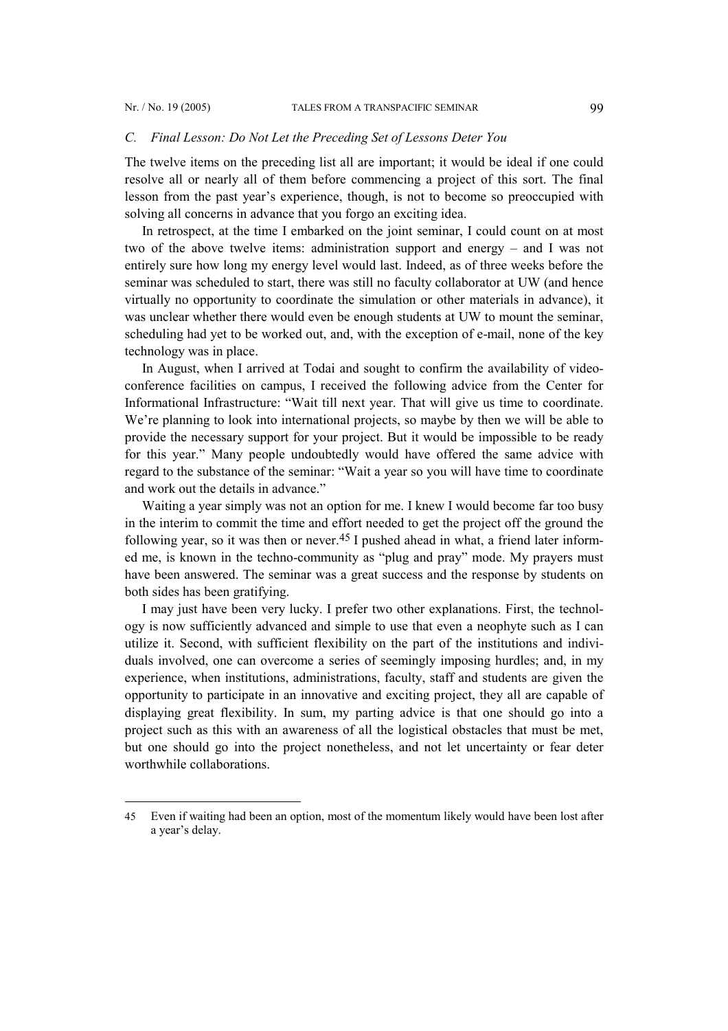### *C. Final Lesson: Do Not Let the Preceding Set of Lessons Deter You*

The twelve items on the preceding list all are important; it would be ideal if one could resolve all or nearly all of them before commencing a project of this sort. The final lesson from the past year's experience, though, is not to become so preoccupied with solving all concerns in advance that you forgo an exciting idea.

In retrospect, at the time I embarked on the joint seminar, I could count on at most two of the above twelve items: administration support and energy – and I was not entirely sure how long my energy level would last. Indeed, as of three weeks before the seminar was scheduled to start, there was still no faculty collaborator at UW (and hence virtually no opportunity to coordinate the simulation or other materials in advance), it was unclear whether there would even be enough students at UW to mount the seminar, scheduling had yet to be worked out, and, with the exception of e-mail, none of the key technology was in place.

In August, when I arrived at Todai and sought to confirm the availability of video-conference facilities on campus, I received the following advice from the Center for Informational Infrastructure: "Wait till next year. That will give us time to coordinate. We're planning to look into international projects, so maybe by then we will be able to provide the necessary support for your project. But it would be impossible to be ready for this year." Many people undoubtedly would have offered the same advice with regard to the substance of the seminar: "Wait a year so you will have time to coordinate and work out the details in advance."

Waiting a year simply was not an option for me. I knew I would become far too busy in the interim to commit the time and effort needed to get the project off the ground the following year, so it was then or never.[45] I pushed ahead in what, a friend later informed me, is known in the techno-community as "plug and pray" mode. My prayers must have been answered. The seminar was a great success and the response by students on both sides has been gratifying.

I may just have been very lucky. I prefer two other explanations. First, the technology is now sufficiently advanced and simple to use that even a neophyte such as I can utilize it. Second, with sufficient flexibility on the part of the institutions and individuals involved, one can overcome a series of seemingly imposing hurdles; and, in my experience, when institutions, administrations, faculty, staff and students are given the opportunity to participate in an innovative and exciting project, they all are capable of displaying great flexibility. In sum, my parting advice is that one should go into a project such as this with an awareness of all the logistical obstacles that must be met, but one should go into the project nonetheless, and not let uncertainty or fear deter worthwhile collaborations.

---

45 Even if waiting had been an option, most of the momentum likely would have been lost after a year's delay.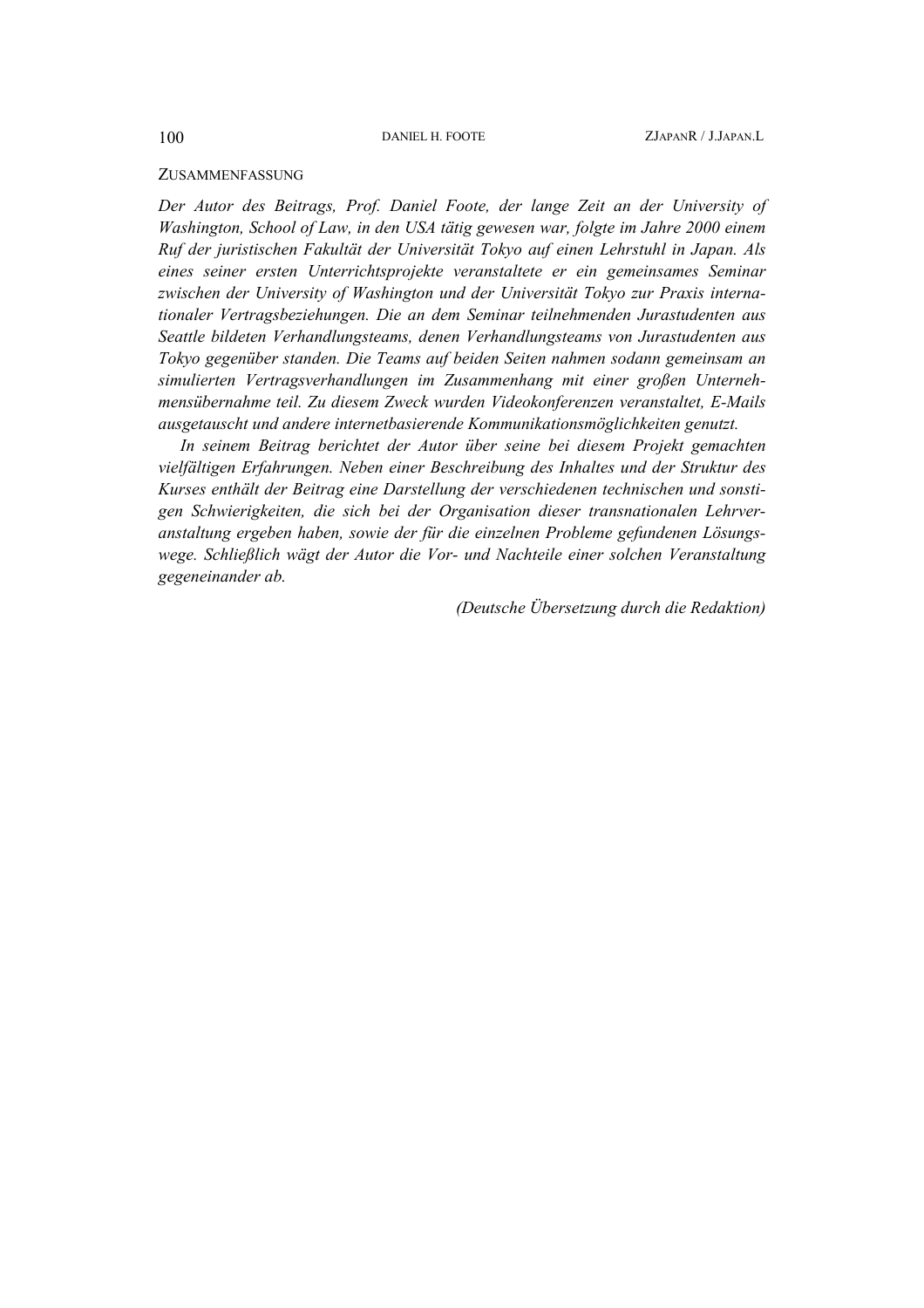## ZUSAMMENFASSUNG

*Der Autor des Beitrags, Prof. Daniel Foote, der lange Zeit an der University of Washington, School of Law, in den USA tätig gewesen war, folgte im Jahre 2000 einem Ruf der juristischen Fakultät der Universität Tokyo auf einen Lehrstuhl in Japan. Als eines seiner ersten Unterrichtsprojekte veranstaltete er ein gemeinsames Seminar zwischen der University of Washington und der Universität Tokyo zur Praxis internationaler Vertragsbeziehungen. Die an dem Seminar teilnehmenden Jurastudenten aus Seattle bildeten Verhandlungsteams, denen Verhandlungsteams von Jurastudenten aus Tokyo gegenüber standen. Die Teams auf beiden Seiten nahmen sodann gemeinsam an simulierten Vertragsverhandlungen im Zusammenhang mit einer großen Unternehmensübernahme teil. Zu diesem Zweck wurden Videokonferenzen veranstaltet, E-Mails ausgetauscht und andere internetbasierende Kommunikationsmöglichkeiten genutzt.*

*In seinem Beitrag berichtet der Autor über seine bei diesem Projekt gemachten vielfältigen Erfahrungen. Neben einer Beschreibung des Inhaltes und der Struktur des Kurses enthält der Beitrag eine Darstellung der verschiedenen technischen und sonstigen Schwierigkeiten, die sich bei der Organisation dieser transnationalen Lehrveranstaltung ergeben haben, sowie der für die einzelnen Probleme gefundenen Lösungswege. Schließlich wägt der Autor die Vor- und Nachteile einer solchen Veranstaltung gegeneinander ab.*

*(Deutsche Übersetzung durch die Redaktion)*